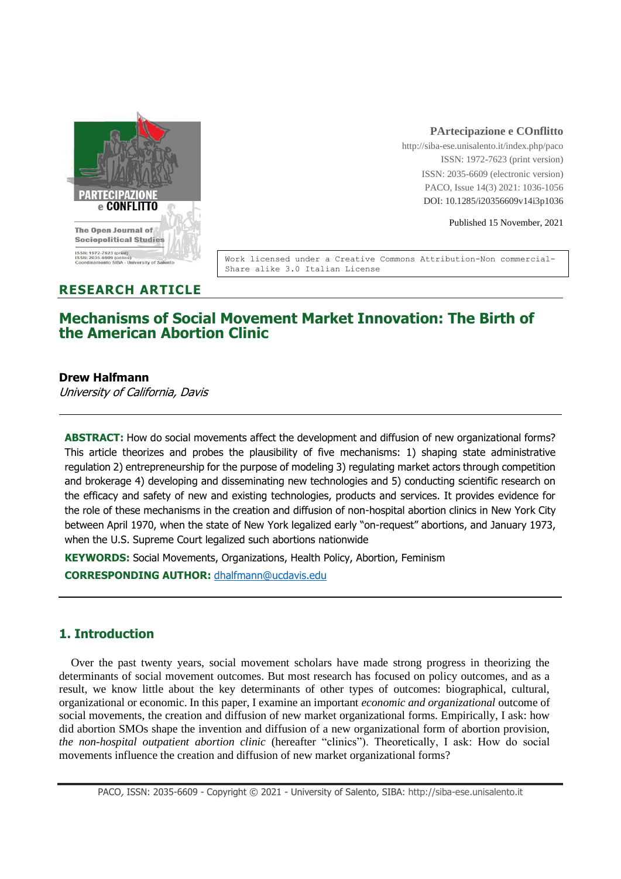**PArtecipazione e COnflitto**
http://siba-ese.unisalento.it/index.php/paco
ISSN: 1972-7623 (print version)
ISSN: 2035-6609 (electronic version)
PACO, Issue 14(3) 2021: 1036-1056
DOI: 10.1285/i20356609v14i3p1036

Published 15 November, 2021

Work licensed under a Creative Commons Attribution-Non commercial-Share alike 3.0 Italian License

**RESEARCH ARTICLE**

# Mechanisms of Social Movement Market Innovation: The Birth of the American Abortion Clinic

**Drew Halfmann**
*University of California, Davis*

**ABSTRACT:** How do social movements affect the development and diffusion of new organizational forms? This article theorizes and probes the plausibility of five mechanisms: 1) shaping state administrative regulation 2) entrepreneurship for the purpose of modeling 3) regulating market actors through competition and brokerage 4) developing and disseminating new technologies and 5) conducting scientific research on the efficacy and safety of new and existing technologies, products and services. It provides evidence for the role of these mechanisms in the creation and diffusion of non-hospital abortion clinics in New York City between April 1970, when the state of New York legalized early "on-request" abortions, and January 1973, when the U.S. Supreme Court legalized such abortions nationwide

**KEYWORDS:** Social Movements, Organizations, Health Policy, Abortion, Feminism

**CORRESPONDING AUTHOR:** dhalfmann@ucdavis.edu

## 1. Introduction

Over the past twenty years, social movement scholars have made strong progress in theorizing the determinants of social movement outcomes. But most research has focused on policy outcomes, and as a result, we know little about the key determinants of other types of outcomes: biographical, cultural, organizational or economic. In this paper, I examine an important *economic and organizational* outcome of social movements, the creation and diffusion of new market organizational forms. Empirically, I ask: how did abortion SMOs shape the invention and diffusion of a new organizational form of abortion provision, *the non-hospital outpatient abortion clinic* (hereafter "clinics"). Theoretically, I ask: How do social movements influence the creation and diffusion of new market organizational forms?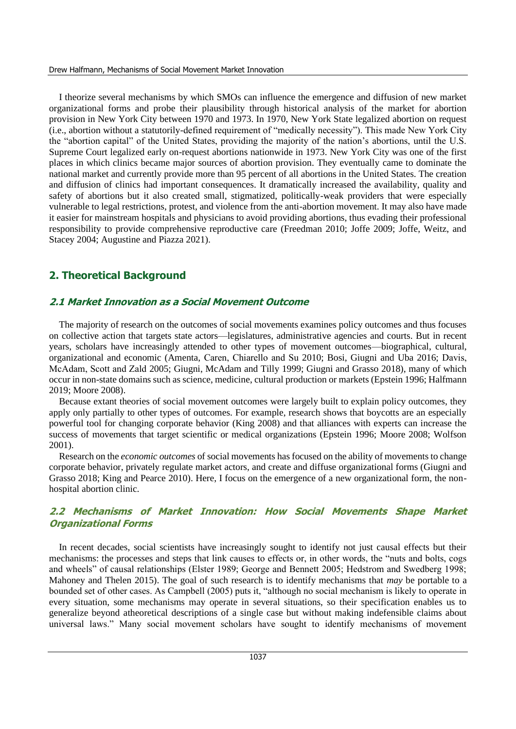I theorize several mechanisms by which SMOs can influence the emergence and diffusion of new market organizational forms and probe their plausibility through historical analysis of the market for abortion provision in New York City between 1970 and 1973. In 1970, New York State legalized abortion on request (i.e., abortion without a statutorily-defined requirement of "medically necessity"). This made New York City the "abortion capital" of the United States, providing the majority of the nation's abortions, until the U.S. Supreme Court legalized early on-request abortions nationwide in 1973. New York City was one of the first places in which clinics became major sources of abortion provision. They eventually came to dominate the national market and currently provide more than 95 percent of all abortions in the United States. The creation and diffusion of clinics had important consequences. It dramatically increased the availability, quality and safety of abortions but it also created small, stigmatized, politically-weak providers that were especially vulnerable to legal restrictions, protest, and violence from the anti-abortion movement. It may also have made it easier for mainstream hospitals and physicians to avoid providing abortions, thus evading their professional responsibility to provide comprehensive reproductive care (Freedman 2010; Joffe 2009; Joffe, Weitz, and Stacey 2004; Augustine and Piazza 2021).

## 2. Theoretical Background

### 2.1 Market Innovation as a Social Movement Outcome

The majority of research on the outcomes of social movements examines policy outcomes and thus focuses on collective action that targets state actors—legislatures, administrative agencies and courts. But in recent years, scholars have increasingly attended to other types of movement outcomes—biographical, cultural, organizational and economic (Amenta, Caren, Chiarello and Su 2010; Bosi, Giugni and Uba 2016; Davis, McAdam, Scott and Zald 2005; Giugni, McAdam and Tilly 1999; Giugni and Grasso 2018), many of which occur in non-state domains such as science, medicine, cultural production or markets (Epstein 1996; Halfmann 2019; Moore 2008).

Because extant theories of social movement outcomes were largely built to explain policy outcomes, they apply only partially to other types of outcomes. For example, research shows that boycotts are an especially powerful tool for changing corporate behavior (King 2008) and that alliances with experts can increase the success of movements that target scientific or medical organizations (Epstein 1996; Moore 2008; Wolfson 2001).

Research on the *economic outcomes* of social movements has focused on the ability of movements to change corporate behavior, privately regulate market actors, and create and diffuse organizational forms (Giugni and Grasso 2018; King and Pearce 2010). Here, I focus on the emergence of a new organizational form, the non-hospital abortion clinic.

### 2.2 Mechanisms of Market Innovation: How Social Movements Shape Market Organizational Forms

In recent decades, social scientists have increasingly sought to identify not just causal effects but their mechanisms: the processes and steps that link causes to effects or, in other words, the "nuts and bolts, cogs and wheels" of causal relationships (Elster 1989; George and Bennett 2005; Hedstrom and Swedberg 1998; Mahoney and Thelen 2015). The goal of such research is to identify mechanisms that *may* be portable to a bounded set of other cases. As Campbell (2005) puts it, "although no social mechanism is likely to operate in every situation, some mechanisms may operate in several situations, so their specification enables us to generalize beyond atheoretical descriptions of a single case but without making indefensible claims about universal laws." Many social movement scholars have sought to identify mechanisms of movement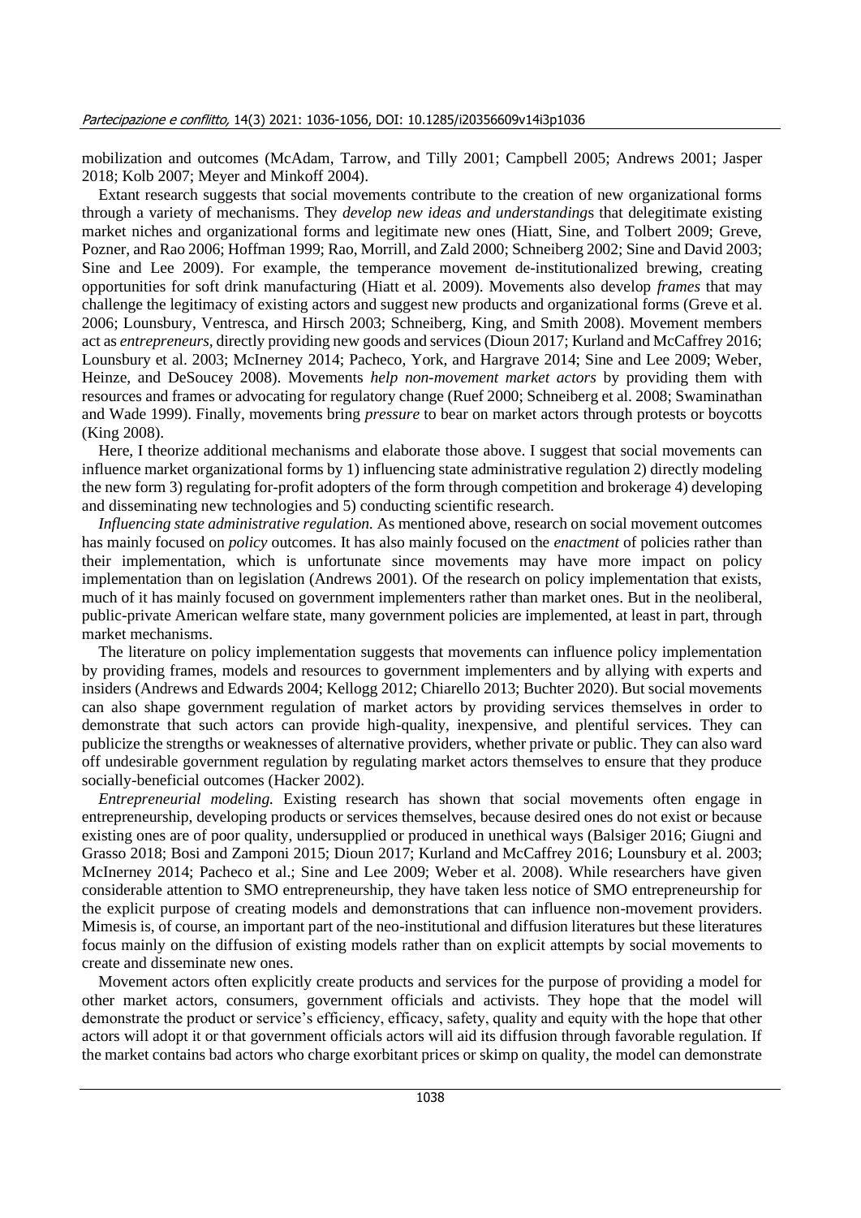mobilization and outcomes (McAdam, Tarrow, and Tilly 2001; Campbell 2005; Andrews 2001; Jasper 2018; Kolb 2007; Meyer and Minkoff 2004).

Extant research suggests that social movements contribute to the creation of new organizational forms through a variety of mechanisms. They *develop new ideas and understanding*s that delegitimate existing market niches and organizational forms and legitimate new ones (Hiatt, Sine, and Tolbert 2009; Greve, Pozner, and Rao 2006; Hoffman 1999; Rao, Morrill, and Zald 2000; Schneiberg 2002; Sine and David 2003; Sine and Lee 2009). For example, the temperance movement de-institutionalized brewing, creating opportunities for soft drink manufacturing (Hiatt et al. 2009). Movements also develop *frames* that may challenge the legitimacy of existing actors and suggest new products and organizational forms (Greve et al. 2006; Lounsbury, Ventresca, and Hirsch 2003; Schneiberg, King, and Smith 2008). Movement members act as *entrepreneurs,* directly providing new goods and services (Dioun 2017; Kurland and McCaffrey 2016; Lounsbury et al. 2003; McInerney 2014; Pacheco, York, and Hargrave 2014; Sine and Lee 2009; Weber, Heinze, and DeSoucey 2008). Movements *help non-movement market actors* by providing them with resources and frames or advocating for regulatory change (Ruef 2000; Schneiberg et al. 2008; Swaminathan and Wade 1999). Finally, movements bring *pressure* to bear on market actors through protests or boycotts (King 2008).

Here, I theorize additional mechanisms and elaborate those above. I suggest that social movements can influence market organizational forms by 1) influencing state administrative regulation 2) directly modeling the new form 3) regulating for-profit adopters of the form through competition and brokerage 4) developing and disseminating new technologies and 5) conducting scientific research.

*Influencing state administrative regulation.* As mentioned above, research on social movement outcomes has mainly focused on *policy* outcomes. It has also mainly focused on the *enactment* of policies rather than their implementation, which is unfortunate since movements may have more impact on policy implementation than on legislation (Andrews 2001). Of the research on policy implementation that exists, much of it has mainly focused on government implementers rather than market ones. But in the neoliberal, public-private American welfare state, many government policies are implemented, at least in part, through market mechanisms.

The literature on policy implementation suggests that movements can influence policy implementation by providing frames, models and resources to government implementers and by allying with experts and insiders (Andrews and Edwards 2004; Kellogg 2012; Chiarello 2013; Buchter 2020). But social movements can also shape government regulation of market actors by providing services themselves in order to demonstrate that such actors can provide high-quality, inexpensive, and plentiful services. They can publicize the strengths or weaknesses of alternative providers, whether private or public. They can also ward off undesirable government regulation by regulating market actors themselves to ensure that they produce socially-beneficial outcomes (Hacker 2002).

*Entrepreneurial modeling.* Existing research has shown that social movements often engage in entrepreneurship, developing products or services themselves, because desired ones do not exist or because existing ones are of poor quality, undersupplied or produced in unethical ways (Balsiger 2016; Giugni and Grasso 2018; Bosi and Zamponi 2015; Dioun 2017; Kurland and McCaffrey 2016; Lounsbury et al. 2003; McInerney 2014; Pacheco et al.; Sine and Lee 2009; Weber et al. 2008). While researchers have given considerable attention to SMO entrepreneurship, they have taken less notice of SMO entrepreneurship for the explicit purpose of creating models and demonstrations that can influence non-movement providers. Mimesis is, of course, an important part of the neo-institutional and diffusion literatures but these literatures focus mainly on the diffusion of existing models rather than on explicit attempts by social movements to create and disseminate new ones.

Movement actors often explicitly create products and services for the purpose of providing a model for other market actors, consumers, government officials and activists. They hope that the model will demonstrate the product or service's efficiency, efficacy, safety, quality and equity with the hope that other actors will adopt it or that government officials actors will aid its diffusion through favorable regulation. If the market contains bad actors who charge exorbitant prices or skimp on quality, the model can demonstrate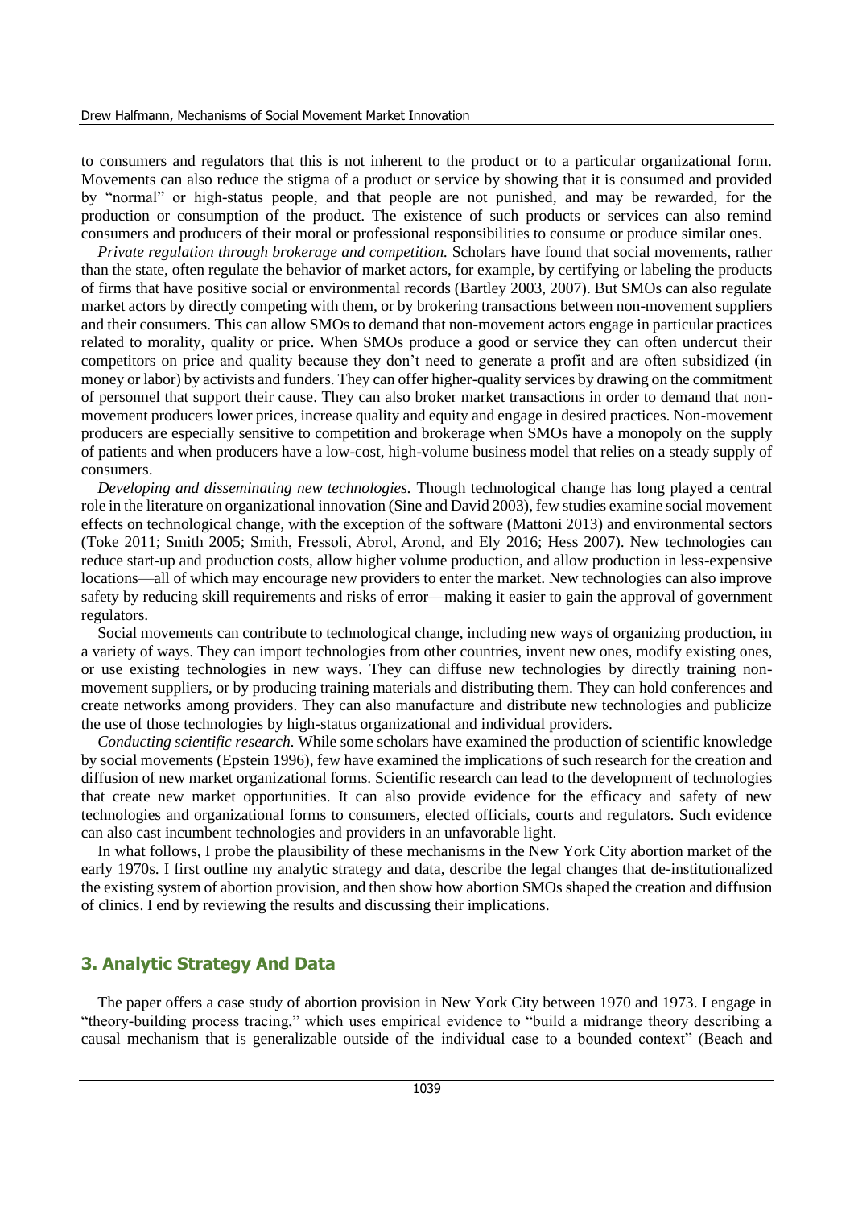to consumers and regulators that this is not inherent to the product or to a particular organizational form. Movements can also reduce the stigma of a product or service by showing that it is consumed and provided by "normal" or high-status people, and that people are not punished, and may be rewarded, for the production or consumption of the product. The existence of such products or services can also remind consumers and producers of their moral or professional responsibilities to consume or produce similar ones.

*Private regulation through brokerage and competition.* Scholars have found that social movements, rather than the state, often regulate the behavior of market actors, for example, by certifying or labeling the products of firms that have positive social or environmental records (Bartley 2003, 2007). But SMOs can also regulate market actors by directly competing with them, or by brokering transactions between non-movement suppliers and their consumers. This can allow SMOs to demand that non-movement actors engage in particular practices related to morality, quality or price. When SMOs produce a good or service they can often undercut their competitors on price and quality because they don't need to generate a profit and are often subsidized (in money or labor) by activists and funders. They can offer higher-quality services by drawing on the commitment of personnel that support their cause. They can also broker market transactions in order to demand that non-movement producers lower prices, increase quality and equity and engage in desired practices. Non-movement producers are especially sensitive to competition and brokerage when SMOs have a monopoly on the supply of patients and when producers have a low-cost, high-volume business model that relies on a steady supply of consumers.

*Developing and disseminating new technologies.* Though technological change has long played a central role in the literature on organizational innovation (Sine and David 2003), few studies examine social movement effects on technological change, with the exception of the software (Mattoni 2013) and environmental sectors (Toke 2011; Smith 2005; Smith, Fressoli, Abrol, Arond, and Ely 2016; Hess 2007). New technologies can reduce start-up and production costs, allow higher volume production, and allow production in less-expensive locations—all of which may encourage new providers to enter the market. New technologies can also improve safety by reducing skill requirements and risks of error—making it easier to gain the approval of government regulators.

Social movements can contribute to technological change, including new ways of organizing production, in a variety of ways. They can import technologies from other countries, invent new ones, modify existing ones, or use existing technologies in new ways. They can diffuse new technologies by directly training non-movement suppliers, or by producing training materials and distributing them. They can hold conferences and create networks among providers. They can also manufacture and distribute new technologies and publicize the use of those technologies by high-status organizational and individual providers.

*Conducting scientific research.* While some scholars have examined the production of scientific knowledge by social movements (Epstein 1996), few have examined the implications of such research for the creation and diffusion of new market organizational forms. Scientific research can lead to the development of technologies that create new market opportunities. It can also provide evidence for the efficacy and safety of new technologies and organizational forms to consumers, elected officials, courts and regulators. Such evidence can also cast incumbent technologies and providers in an unfavorable light.

In what follows, I probe the plausibility of these mechanisms in the New York City abortion market of the early 1970s. I first outline my analytic strategy and data, describe the legal changes that de-institutionalized the existing system of abortion provision, and then show how abortion SMOs shaped the creation and diffusion of clinics. I end by reviewing the results and discussing their implications.

## 3. Analytic Strategy And Data

The paper offers a case study of abortion provision in New York City between 1970 and 1973. I engage in "theory-building process tracing," which uses empirical evidence to "build a midrange theory describing a causal mechanism that is generalizable outside of the individual case to a bounded context" (Beach and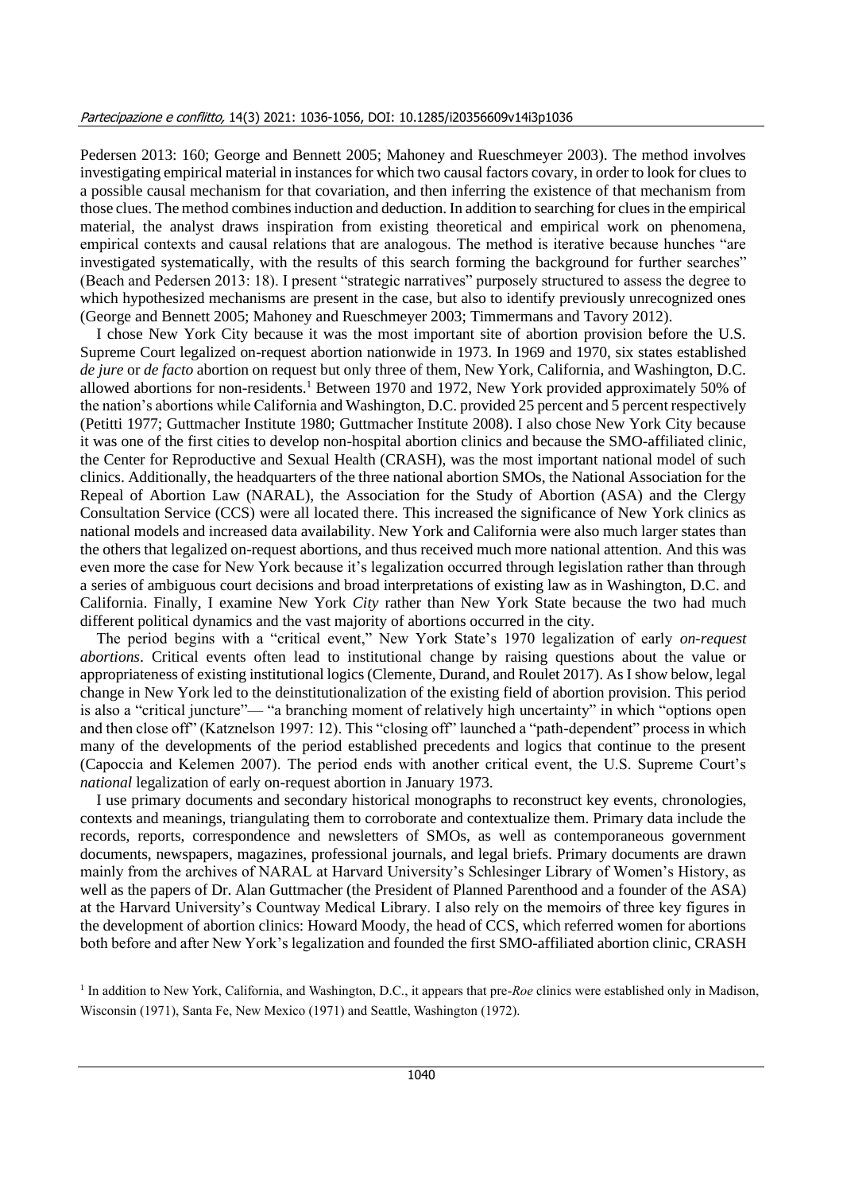Pedersen 2013: 160; George and Bennett 2005; Mahoney and Rueschmeyer 2003). The method involves investigating empirical material in instances for which two causal factors covary, in order to look for clues to a possible causal mechanism for that covariation, and then inferring the existence of that mechanism from those clues. The method combines induction and deduction. In addition to searching for clues in the empirical material, the analyst draws inspiration from existing theoretical and empirical work on phenomena, empirical contexts and causal relations that are analogous. The method is iterative because hunches "are investigated systematically, with the results of this search forming the background for further searches" (Beach and Pedersen 2013: 18). I present "strategic narratives" purposely structured to assess the degree to which hypothesized mechanisms are present in the case, but also to identify previously unrecognized ones (George and Bennett 2005; Mahoney and Rueschmeyer 2003; Timmermans and Tavory 2012).

I chose New York City because it was the most important site of abortion provision before the U.S. Supreme Court legalized on-request abortion nationwide in 1973. In 1969 and 1970, six states established *de jure* or *de facto* abortion on request but only three of them, New York, California, and Washington, D.C. allowed abortions for non-residents.[1] Between 1970 and 1972, New York provided approximately 50% of the nation's abortions while California and Washington, D.C. provided 25 percent and 5 percent respectively (Petitti 1977; Guttmacher Institute 1980; Guttmacher Institute 2008). I also chose New York City because it was one of the first cities to develop non-hospital abortion clinics and because the SMO-affiliated clinic, the Center for Reproductive and Sexual Health (CRASH), was the most important national model of such clinics. Additionally, the headquarters of the three national abortion SMOs, the National Association for the Repeal of Abortion Law (NARAL), the Association for the Study of Abortion (ASA) and the Clergy Consultation Service (CCS) were all located there. This increased the significance of New York clinics as national models and increased data availability. New York and California were also much larger states than the others that legalized on-request abortions, and thus received much more national attention. And this was even more the case for New York because it's legalization occurred through legislation rather than through a series of ambiguous court decisions and broad interpretations of existing law as in Washington, D.C. and California. Finally, I examine New York *City* rather than New York State because the two had much different political dynamics and the vast majority of abortions occurred in the city.

The period begins with a "critical event," New York State's 1970 legalization of early *on-request abortions*. Critical events often lead to institutional change by raising questions about the value or appropriateness of existing institutional logics (Clemente, Durand, and Roulet 2017). As I show below, legal change in New York led to the deinstitutionalization of the existing field of abortion provision. This period is also a "critical juncture"— "a branching moment of relatively high uncertainty" in which "options open and then close off" (Katznelson 1997: 12). This "closing off" launched a "path-dependent" process in which many of the developments of the period established precedents and logics that continue to the present (Capoccia and Kelemen 2007). The period ends with another critical event, the U.S. Supreme Court's *national* legalization of early on-request abortion in January 1973.

I use primary documents and secondary historical monographs to reconstruct key events, chronologies, contexts and meanings, triangulating them to corroborate and contextualize them. Primary data include the records, reports, correspondence and newsletters of SMOs, as well as contemporaneous government documents, newspapers, magazines, professional journals, and legal briefs. Primary documents are drawn mainly from the archives of NARAL at Harvard University's Schlesinger Library of Women's History, as well as the papers of Dr. Alan Guttmacher (the President of Planned Parenthood and a founder of the ASA) at the Harvard University's Countway Medical Library. I also rely on the memoirs of three key figures in the development of abortion clinics: Howard Moody, the head of CCS, which referred women for abortions both before and after New York's legalization and founded the first SMO-affiliated abortion clinic, CRASH

[1] In addition to New York, California, and Washington, D.C., it appears that pre-*Roe* clinics were established only in Madison, Wisconsin (1971), Santa Fe, New Mexico (1971) and Seattle, Washington (1972).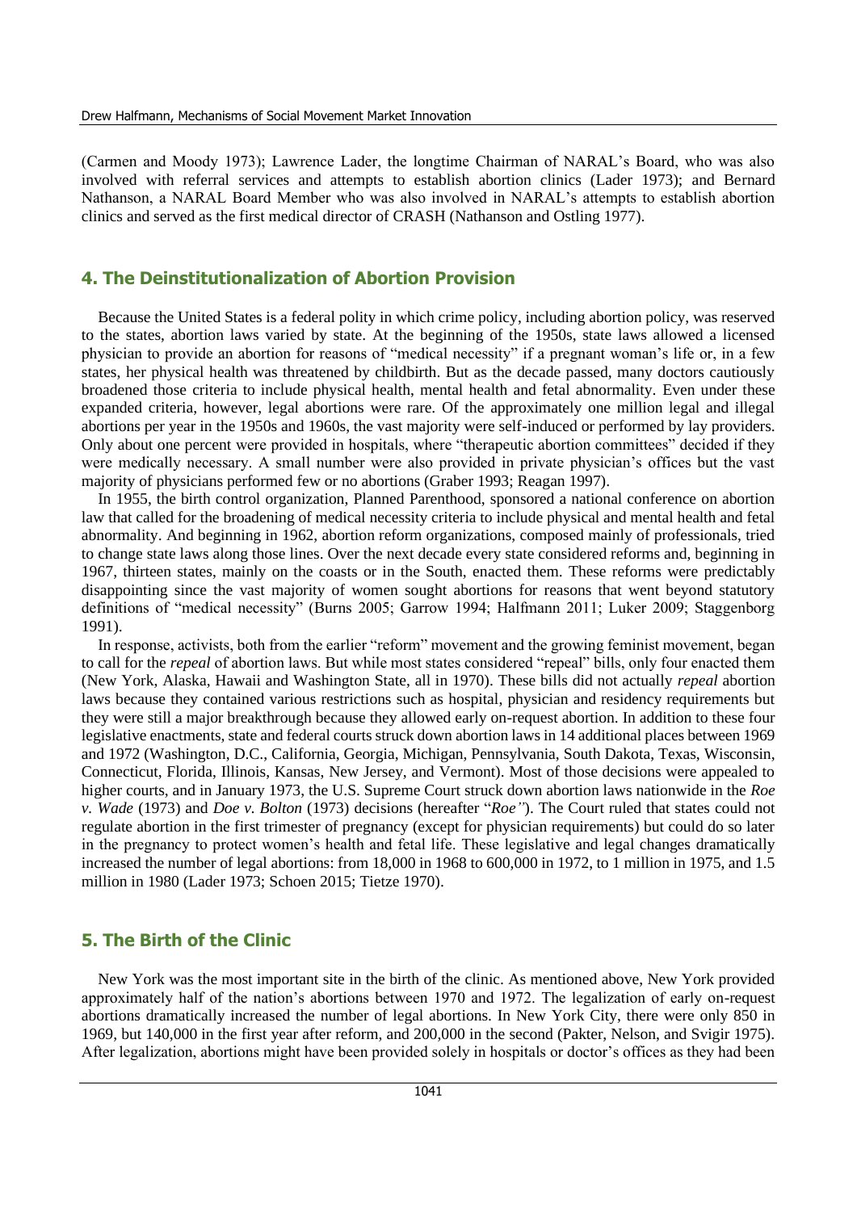(Carmen and Moody 1973); Lawrence Lader, the longtime Chairman of NARAL's Board, who was also involved with referral services and attempts to establish abortion clinics (Lader 1973); and Bernard Nathanson, a NARAL Board Member who was also involved in NARAL's attempts to establish abortion clinics and served as the first medical director of CRASH (Nathanson and Ostling 1977).

## 4. The Deinstitutionalization of Abortion Provision

Because the United States is a federal polity in which crime policy, including abortion policy, was reserved to the states, abortion laws varied by state. At the beginning of the 1950s, state laws allowed a licensed physician to provide an abortion for reasons of "medical necessity" if a pregnant woman's life or, in a few states, her physical health was threatened by childbirth. But as the decade passed, many doctors cautiously broadened those criteria to include physical health, mental health and fetal abnormality. Even under these expanded criteria, however, legal abortions were rare. Of the approximately one million legal and illegal abortions per year in the 1950s and 1960s, the vast majority were self-induced or performed by lay providers. Only about one percent were provided in hospitals, where "therapeutic abortion committees" decided if they were medically necessary. A small number were also provided in private physician's offices but the vast majority of physicians performed few or no abortions (Graber 1993; Reagan 1997).

In 1955, the birth control organization, Planned Parenthood, sponsored a national conference on abortion law that called for the broadening of medical necessity criteria to include physical and mental health and fetal abnormality. And beginning in 1962, abortion reform organizations, composed mainly of professionals, tried to change state laws along those lines. Over the next decade every state considered reforms and, beginning in 1967, thirteen states, mainly on the coasts or in the South, enacted them. These reforms were predictably disappointing since the vast majority of women sought abortions for reasons that went beyond statutory definitions of "medical necessity" (Burns 2005; Garrow 1994; Halfmann 2011; Luker 2009; Staggenborg 1991).

In response, activists, both from the earlier "reform" movement and the growing feminist movement, began to call for the *repeal* of abortion laws. But while most states considered "repeal" bills, only four enacted them (New York, Alaska, Hawaii and Washington State, all in 1970). These bills did not actually *repeal* abortion laws because they contained various restrictions such as hospital, physician and residency requirements but they were still a major breakthrough because they allowed early on-request abortion. In addition to these four legislative enactments, state and federal courts struck down abortion laws in 14 additional places between 1969 and 1972 (Washington, D.C., California, Georgia, Michigan, Pennsylvania, South Dakota, Texas, Wisconsin, Connecticut, Florida, Illinois, Kansas, New Jersey, and Vermont). Most of those decisions were appealed to higher courts, and in January 1973, the U.S. Supreme Court struck down abortion laws nationwide in the *Roe v. Wade* (1973) and *Doe v. Bolton* (1973) decisions (hereafter "*Roe*"). The Court ruled that states could not regulate abortion in the first trimester of pregnancy (except for physician requirements) but could do so later in the pregnancy to protect women's health and fetal life. These legislative and legal changes dramatically increased the number of legal abortions: from 18,000 in 1968 to 600,000 in 1972, to 1 million in 1975, and 1.5 million in 1980 (Lader 1973; Schoen 2015; Tietze 1970).

## 5. The Birth of the Clinic

New York was the most important site in the birth of the clinic. As mentioned above, New York provided approximately half of the nation's abortions between 1970 and 1972. The legalization of early on-request abortions dramatically increased the number of legal abortions. In New York City, there were only 850 in 1969, but 140,000 in the first year after reform, and 200,000 in the second (Pakter, Nelson, and Svigir 1975). After legalization, abortions might have been provided solely in hospitals or doctor's offices as they had been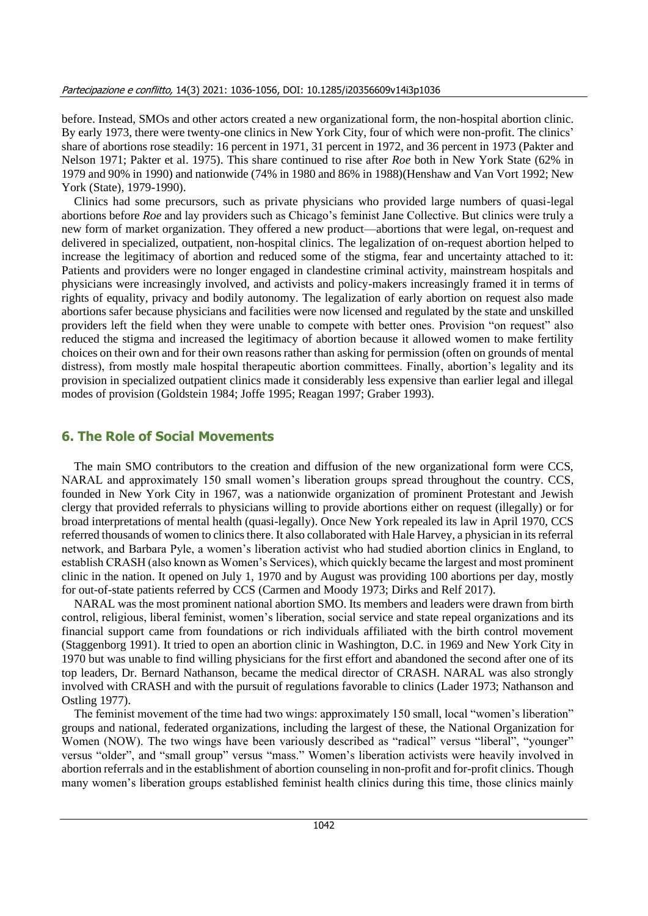before. Instead, SMOs and other actors created a new organizational form, the non-hospital abortion clinic. By early 1973, there were twenty-one clinics in New York City, four of which were non-profit. The clinics' share of abortions rose steadily: 16 percent in 1971, 31 percent in 1972, and 36 percent in 1973 (Pakter and Nelson 1971; Pakter et al. 1975). This share continued to rise after *Roe* both in New York State (62% in 1979 and 90% in 1990) and nationwide (74% in 1980 and 86% in 1988)(Henshaw and Van Vort 1992; New York (State), 1979-1990).

Clinics had some precursors, such as private physicians who provided large numbers of quasi-legal abortions before *Roe* and lay providers such as Chicago's feminist Jane Collective. But clinics were truly a new form of market organization. They offered a new product—abortions that were legal, on-request and delivered in specialized, outpatient, non-hospital clinics. The legalization of on-request abortion helped to increase the legitimacy of abortion and reduced some of the stigma, fear and uncertainty attached to it: Patients and providers were no longer engaged in clandestine criminal activity, mainstream hospitals and physicians were increasingly involved, and activists and policy-makers increasingly framed it in terms of rights of equality, privacy and bodily autonomy. The legalization of early abortion on request also made abortions safer because physicians and facilities were now licensed and regulated by the state and unskilled providers left the field when they were unable to compete with better ones. Provision "on request" also reduced the stigma and increased the legitimacy of abortion because it allowed women to make fertility choices on their own and for their own reasons rather than asking for permission (often on grounds of mental distress), from mostly male hospital therapeutic abortion committees. Finally, abortion's legality and its provision in specialized outpatient clinics made it considerably less expensive than earlier legal and illegal modes of provision (Goldstein 1984; Joffe 1995; Reagan 1997; Graber 1993).

## 6. The Role of Social Movements

The main SMO contributors to the creation and diffusion of the new organizational form were CCS, NARAL and approximately 150 small women's liberation groups spread throughout the country. CCS, founded in New York City in 1967, was a nationwide organization of prominent Protestant and Jewish clergy that provided referrals to physicians willing to provide abortions either on request (illegally) or for broad interpretations of mental health (quasi-legally). Once New York repealed its law in April 1970, CCS referred thousands of women to clinics there. It also collaborated with Hale Harvey, a physician in its referral network, and Barbara Pyle, a women's liberation activist who had studied abortion clinics in England, to establish CRASH (also known as Women's Services), which quickly became the largest and most prominent clinic in the nation. It opened on July 1, 1970 and by August was providing 100 abortions per day, mostly for out-of-state patients referred by CCS (Carmen and Moody 1973; Dirks and Relf 2017).

NARAL was the most prominent national abortion SMO. Its members and leaders were drawn from birth control, religious, liberal feminist, women's liberation, social service and state repeal organizations and its financial support came from foundations or rich individuals affiliated with the birth control movement (Staggenborg 1991). It tried to open an abortion clinic in Washington, D.C. in 1969 and New York City in 1970 but was unable to find willing physicians for the first effort and abandoned the second after one of its top leaders, Dr. Bernard Nathanson, became the medical director of CRASH. NARAL was also strongly involved with CRASH and with the pursuit of regulations favorable to clinics (Lader 1973; Nathanson and Ostling 1977).

The feminist movement of the time had two wings: approximately 150 small, local "women's liberation" groups and national, federated organizations, including the largest of these, the National Organization for Women (NOW). The two wings have been variously described as "radical" versus "liberal", "younger" versus "older", and "small group" versus "mass." Women's liberation activists were heavily involved in abortion referrals and in the establishment of abortion counseling in non-profit and for-profit clinics. Though many women's liberation groups established feminist health clinics during this time, those clinics mainly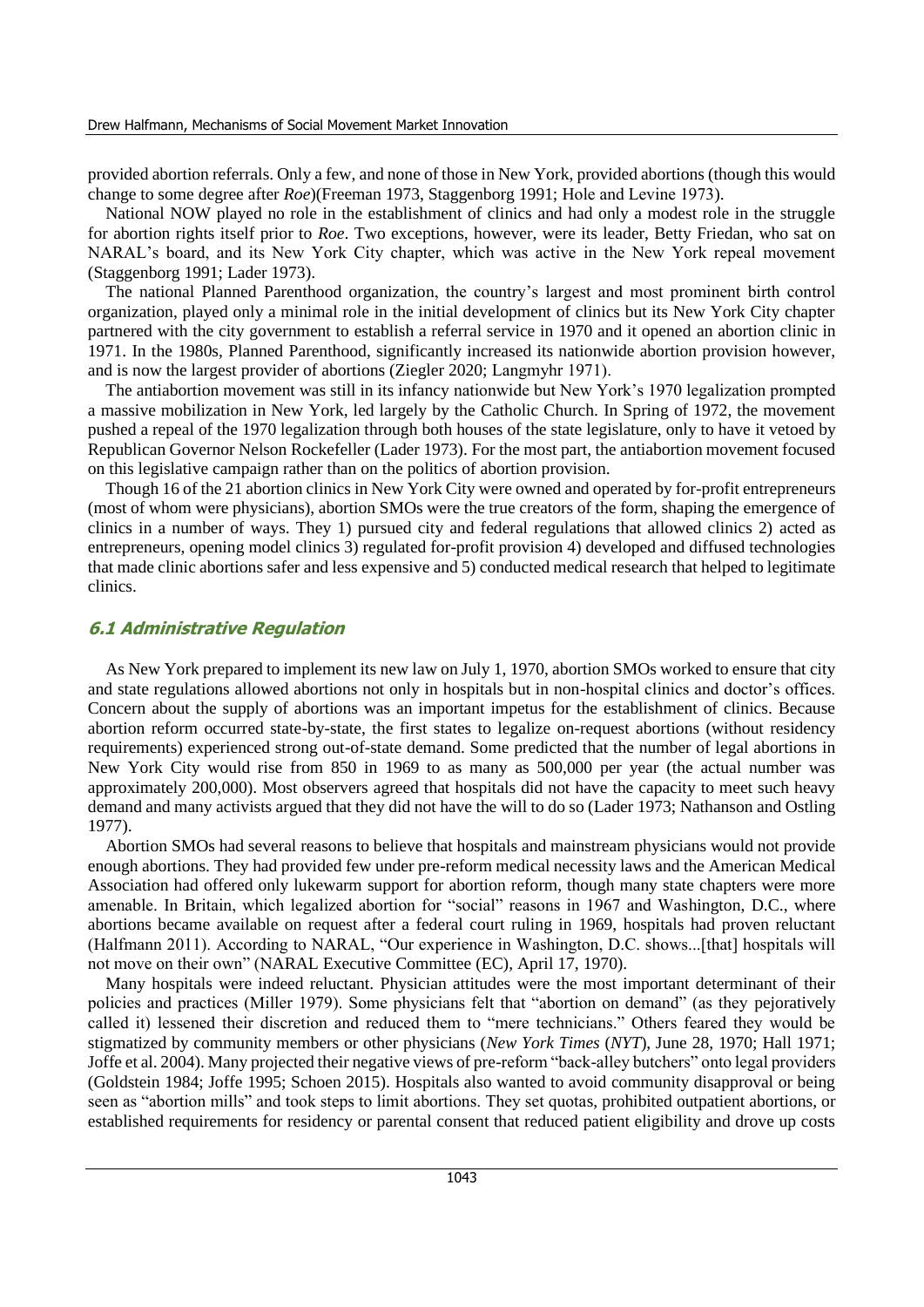provided abortion referrals. Only a few, and none of those in New York, provided abortions (though this would change to some degree after *Roe*)(Freeman 1973, Staggenborg 1991; Hole and Levine 1973).

National NOW played no role in the establishment of clinics and had only a modest role in the struggle for abortion rights itself prior to *Roe*. Two exceptions, however, were its leader, Betty Friedan, who sat on NARAL's board, and its New York City chapter, which was active in the New York repeal movement (Staggenborg 1991; Lader 1973).

The national Planned Parenthood organization, the country's largest and most prominent birth control organization, played only a minimal role in the initial development of clinics but its New York City chapter partnered with the city government to establish a referral service in 1970 and it opened an abortion clinic in 1971. In the 1980s, Planned Parenthood, significantly increased its nationwide abortion provision however, and is now the largest provider of abortions (Ziegler 2020; Langmyhr 1971).

The antiabortion movement was still in its infancy nationwide but New York's 1970 legalization prompted a massive mobilization in New York, led largely by the Catholic Church. In Spring of 1972, the movement pushed a repeal of the 1970 legalization through both houses of the state legislature, only to have it vetoed by Republican Governor Nelson Rockefeller (Lader 1973). For the most part, the antiabortion movement focused on this legislative campaign rather than on the politics of abortion provision.

Though 16 of the 21 abortion clinics in New York City were owned and operated by for-profit entrepreneurs (most of whom were physicians), abortion SMOs were the true creators of the form, shaping the emergence of clinics in a number of ways. They 1) pursued city and federal regulations that allowed clinics 2) acted as entrepreneurs, opening model clinics 3) regulated for-profit provision 4) developed and diffused technologies that made clinic abortions safer and less expensive and 5) conducted medical research that helped to legitimate clinics.

### 6.1 Administrative Regulation

As New York prepared to implement its new law on July 1, 1970, abortion SMOs worked to ensure that city and state regulations allowed abortions not only in hospitals but in non-hospital clinics and doctor's offices. Concern about the supply of abortions was an important impetus for the establishment of clinics. Because abortion reform occurred state-by-state, the first states to legalize on-request abortions (without residency requirements) experienced strong out-of-state demand. Some predicted that the number of legal abortions in New York City would rise from 850 in 1969 to as many as 500,000 per year (the actual number was approximately 200,000). Most observers agreed that hospitals did not have the capacity to meet such heavy demand and many activists argued that they did not have the will to do so (Lader 1973; Nathanson and Ostling 1977).

Abortion SMOs had several reasons to believe that hospitals and mainstream physicians would not provide enough abortions. They had provided few under pre-reform medical necessity laws and the American Medical Association had offered only lukewarm support for abortion reform, though many state chapters were more amenable. In Britain, which legalized abortion for "social" reasons in 1967 and Washington, D.C., where abortions became available on request after a federal court ruling in 1969, hospitals had proven reluctant (Halfmann 2011). According to NARAL, "Our experience in Washington, D.C. shows...[that] hospitals will not move on their own" (NARAL Executive Committee (EC), April 17, 1970).

Many hospitals were indeed reluctant. Physician attitudes were the most important determinant of their policies and practices (Miller 1979). Some physicians felt that "abortion on demand" (as they pejoratively called it) lessened their discretion and reduced them to "mere technicians." Others feared they would be stigmatized by community members or other physicians (*New York Times* (*NYT*), June 28, 1970; Hall 1971; Joffe et al. 2004). Many projected their negative views of pre-reform "back-alley butchers" onto legal providers (Goldstein 1984; Joffe 1995; Schoen 2015). Hospitals also wanted to avoid community disapproval or being seen as "abortion mills" and took steps to limit abortions. They set quotas, prohibited outpatient abortions, or established requirements for residency or parental consent that reduced patient eligibility and drove up costs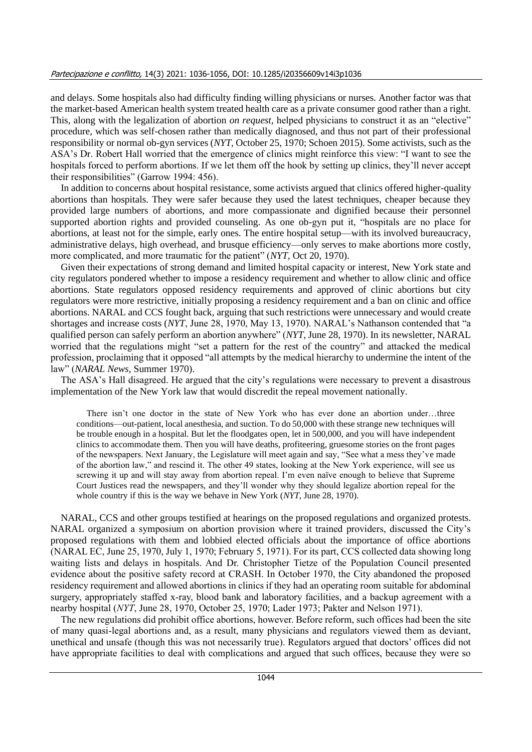and delays. Some hospitals also had difficulty finding willing physicians or nurses. Another factor was that the market-based American health system treated health care as a private consumer good rather than a right. This, along with the legalization of abortion *on request*, helped physicians to construct it as an "elective" procedure, which was self-chosen rather than medically diagnosed, and thus not part of their professional responsibility or normal ob-gyn services (*NYT*, October 25, 1970; Schoen 2015). Some activists, such as the ASA's Dr. Robert Hall worried that the emergence of clinics might reinforce this view: "I want to see the hospitals forced to perform abortions. If we let them off the hook by setting up clinics, they'll never accept their responsibilities" (Garrow 1994: 456).

In addition to concerns about hospital resistance, some activists argued that clinics offered higher-quality abortions than hospitals. They were safer because they used the latest techniques, cheaper because they provided large numbers of abortions, and more compassionate and dignified because their personnel supported abortion rights and provided counseling. As one ob-gyn put it, "hospitals are no place for abortions, at least not for the simple, early ones. The entire hospital setup—with its involved bureaucracy, administrative delays, high overhead, and brusque efficiency—only serves to make abortions more costly, more complicated, and more traumatic for the patient" (*NYT*, Oct 20, 1970).

Given their expectations of strong demand and limited hospital capacity or interest, New York state and city regulators pondered whether to impose a residency requirement and whether to allow clinic and office abortions. State regulators opposed residency requirements and approved of clinic abortions but city regulators were more restrictive, initially proposing a residency requirement and a ban on clinic and office abortions. NARAL and CCS fought back, arguing that such restrictions were unnecessary and would create shortages and increase costs (*NYT*, June 28, 1970, May 13, 1970). NARAL's Nathanson contended that "a qualified person can safely perform an abortion anywhere" (*NYT*, June 28, 1970). In its newsletter, NARAL worried that the regulations might "set a pattern for the rest of the country" and attacked the medical profession, proclaiming that it opposed "all attempts by the medical hierarchy to undermine the intent of the law" (*NARAL News*, Summer 1970).

The ASA's Hall disagreed. He argued that the city's regulations were necessary to prevent a disastrous implementation of the New York law that would discredit the repeal movement nationally.

> There isn't one doctor in the state of New York who has ever done an abortion under…three conditions—out-patient, local anesthesia, and suction. To do 50,000 with these strange new techniques will be trouble enough in a hospital. But let the floodgates open, let in 500,000, and you will have independent clinics to accommodate them. Then you will have deaths, profiteering, gruesome stories on the front pages of the newspapers. Next January, the Legislature will meet again and say, "See what a mess they've made of the abortion law," and rescind it. The other 49 states, looking at the New York experience, will see us screwing it up and will stay away from abortion repeal. I'm even naïve enough to believe that Supreme Court Justices read the newspapers, and they'll wonder why they should legalize abortion repeal for the whole country if this is the way we behave in New York (*NYT*, June 28, 1970).

NARAL, CCS and other groups testified at hearings on the proposed regulations and organized protests. NARAL organized a symposium on abortion provision where it trained providers, discussed the City's proposed regulations with them and lobbied elected officials about the importance of office abortions (NARAL EC, June 25, 1970, July 1, 1970; February 5, 1971). For its part, CCS collected data showing long waiting lists and delays in hospitals. And Dr. Christopher Tietze of the Population Council presented evidence about the positive safety record at CRASH. In October 1970, the City abandoned the proposed residency requirement and allowed abortions in clinics if they had an operating room suitable for abdominal surgery, appropriately staffed x-ray, blood bank and laboratory facilities, and a backup agreement with a nearby hospital (*NYT*, June 28, 1970, October 25, 1970; Lader 1973; Pakter and Nelson 1971).

The new regulations did prohibit office abortions, however. Before reform, such offices had been the site of many quasi-legal abortions and, as a result, many physicians and regulators viewed them as deviant, unethical and unsafe (though this was not necessarily true). Regulators argued that doctors' offices did not have appropriate facilities to deal with complications and argued that such offices, because they were so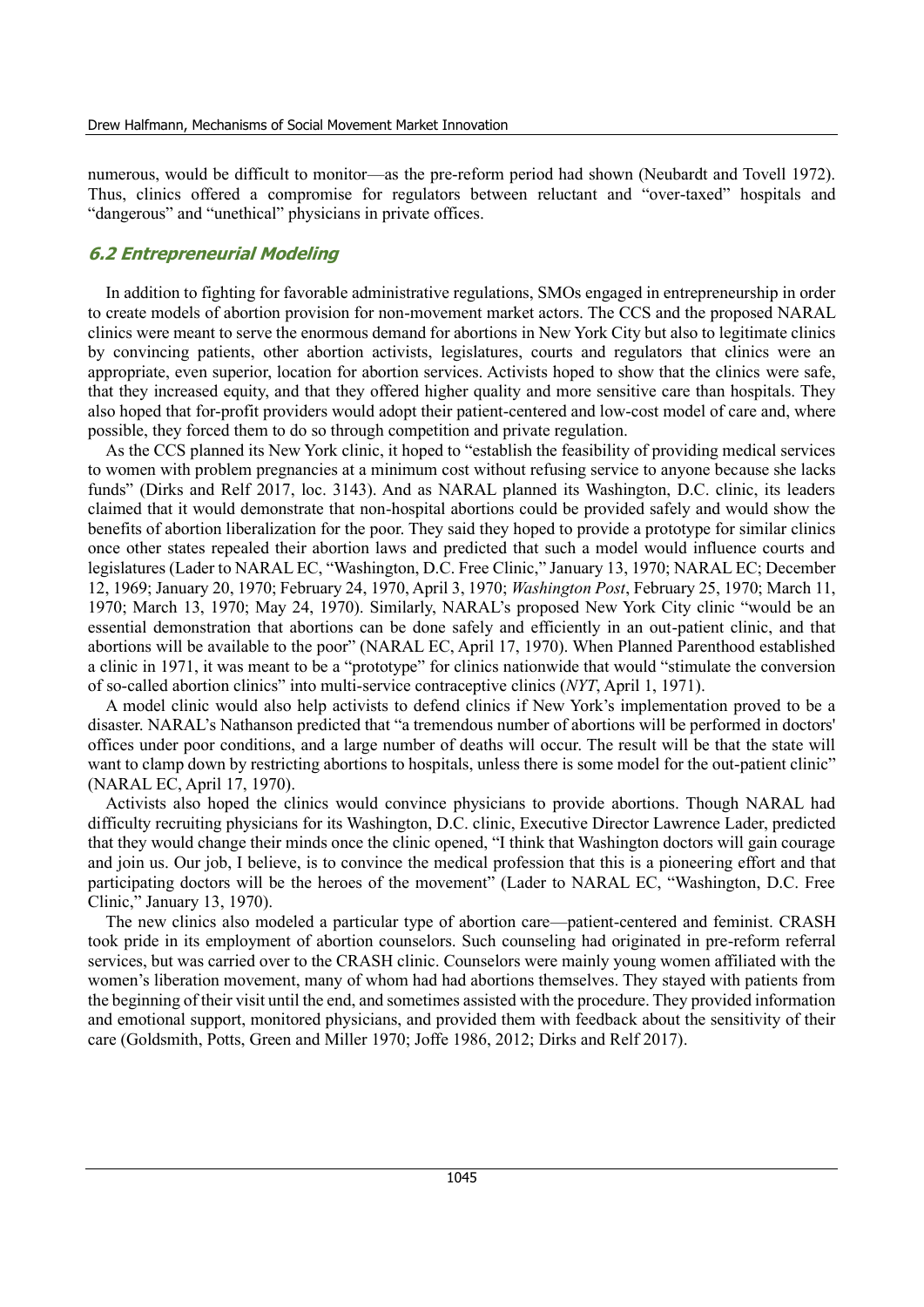numerous, would be difficult to monitor—as the pre-reform period had shown (Neubardt and Tovell 1972). Thus, clinics offered a compromise for regulators between reluctant and "over-taxed" hospitals and "dangerous" and "unethical" physicians in private offices.

### 6.2 Entrepreneurial Modeling

In addition to fighting for favorable administrative regulations, SMOs engaged in entrepreneurship in order to create models of abortion provision for non-movement market actors. The CCS and the proposed NARAL clinics were meant to serve the enormous demand for abortions in New York City but also to legitimate clinics by convincing patients, other abortion activists, legislatures, courts and regulators that clinics were an appropriate, even superior, location for abortion services. Activists hoped to show that the clinics were safe, that they increased equity, and that they offered higher quality and more sensitive care than hospitals. They also hoped that for-profit providers would adopt their patient-centered and low-cost model of care and, where possible, they forced them to do so through competition and private regulation.

As the CCS planned its New York clinic, it hoped to "establish the feasibility of providing medical services to women with problem pregnancies at a minimum cost without refusing service to anyone because she lacks funds" (Dirks and Relf 2017, loc. 3143). And as NARAL planned its Washington, D.C. clinic, its leaders claimed that it would demonstrate that non-hospital abortions could be provided safely and would show the benefits of abortion liberalization for the poor. They said they hoped to provide a prototype for similar clinics once other states repealed their abortion laws and predicted that such a model would influence courts and legislatures (Lader to NARAL EC, "Washington, D.C. Free Clinic," January 13, 1970; NARAL EC; December 12, 1969; January 20, 1970; February 24, 1970, April 3, 1970; *Washington Post*, February 25, 1970; March 11, 1970; March 13, 1970; May 24, 1970). Similarly, NARAL's proposed New York City clinic "would be an essential demonstration that abortions can be done safely and efficiently in an out-patient clinic, and that abortions will be available to the poor" (NARAL EC, April 17, 1970). When Planned Parenthood established a clinic in 1971, it was meant to be a "prototype" for clinics nationwide that would "stimulate the conversion of so-called abortion clinics" into multi-service contraceptive clinics (*NYT*, April 1, 1971).

A model clinic would also help activists to defend clinics if New York's implementation proved to be a disaster. NARAL's Nathanson predicted that "a tremendous number of abortions will be performed in doctors' offices under poor conditions, and a large number of deaths will occur. The result will be that the state will want to clamp down by restricting abortions to hospitals, unless there is some model for the out-patient clinic" (NARAL EC, April 17, 1970).

Activists also hoped the clinics would convince physicians to provide abortions. Though NARAL had difficulty recruiting physicians for its Washington, D.C. clinic, Executive Director Lawrence Lader, predicted that they would change their minds once the clinic opened, "I think that Washington doctors will gain courage and join us. Our job, I believe, is to convince the medical profession that this is a pioneering effort and that participating doctors will be the heroes of the movement" (Lader to NARAL EC, "Washington, D.C. Free Clinic," January 13, 1970).

The new clinics also modeled a particular type of abortion care—patient-centered and feminist. CRASH took pride in its employment of abortion counselors. Such counseling had originated in pre-reform referral services, but was carried over to the CRASH clinic. Counselors were mainly young women affiliated with the women's liberation movement, many of whom had had abortions themselves. They stayed with patients from the beginning of their visit until the end, and sometimes assisted with the procedure. They provided information and emotional support, monitored physicians, and provided them with feedback about the sensitivity of their care (Goldsmith, Potts, Green and Miller 1970; Joffe 1986, 2012; Dirks and Relf 2017).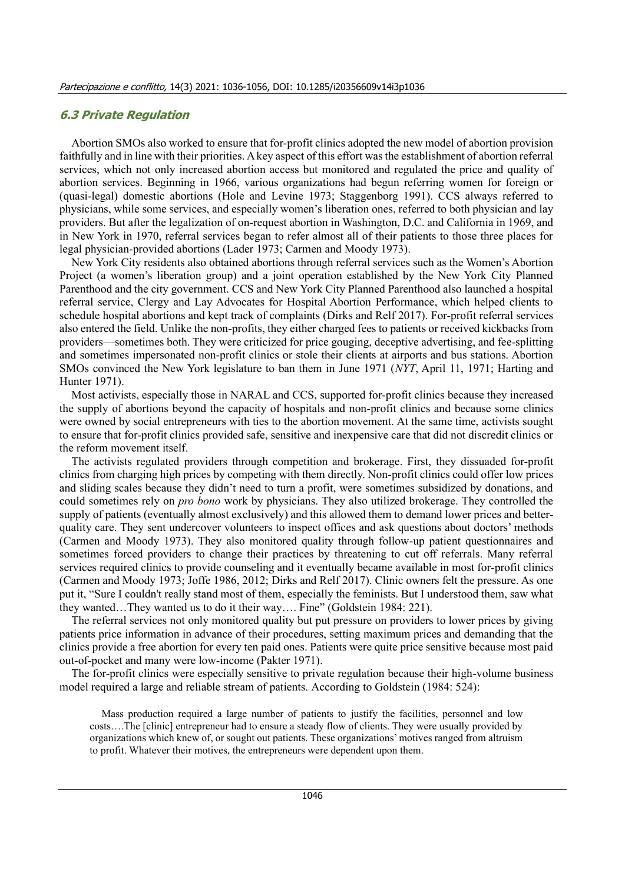### 6.3 Private Regulation

Abortion SMOs also worked to ensure that for-profit clinics adopted the new model of abortion provision faithfully and in line with their priorities. A key aspect of this effort was the establishment of abortion referral services, which not only increased abortion access but monitored and regulated the price and quality of abortion services. Beginning in 1966, various organizations had begun referring women for foreign or (quasi-legal) domestic abortions (Hole and Levine 1973; Staggenborg 1991). CCS always referred to physicians, while some services, and especially women's liberation ones, referred to both physician and lay providers. But after the legalization of on-request abortion in Washington, D.C. and California in 1969, and in New York in 1970, referral services began to refer almost all of their patients to those three places for legal physician-provided abortions (Lader 1973; Carmen and Moody 1973).

New York City residents also obtained abortions through referral services such as the Women's Abortion Project (a women's liberation group) and a joint operation established by the New York City Planned Parenthood and the city government. CCS and New York City Planned Parenthood also launched a hospital referral service, Clergy and Lay Advocates for Hospital Abortion Performance, which helped clients to schedule hospital abortions and kept track of complaints (Dirks and Relf 2017). For-profit referral services also entered the field. Unlike the non-profits, they either charged fees to patients or received kickbacks from providers—sometimes both. They were criticized for price gouging, deceptive advertising, and fee-splitting and sometimes impersonated non-profit clinics or stole their clients at airports and bus stations. Abortion SMOs convinced the New York legislature to ban them in June 1971 (*NYT*, April 11, 1971; Harting and Hunter 1971).

Most activists, especially those in NARAL and CCS, supported for-profit clinics because they increased the supply of abortions beyond the capacity of hospitals and non-profit clinics and because some clinics were owned by social entrepreneurs with ties to the abortion movement. At the same time, activists sought to ensure that for-profit clinics provided safe, sensitive and inexpensive care that did not discredit clinics or the reform movement itself.

The activists regulated providers through competition and brokerage. First, they dissuaded for-profit clinics from charging high prices by competing with them directly. Non-profit clinics could offer low prices and sliding scales because they didn't need to turn a profit, were sometimes subsidized by donations, and could sometimes rely on *pro bono* work by physicians. They also utilized brokerage. They controlled the supply of patients (eventually almost exclusively) and this allowed them to demand lower prices and better-quality care. They sent undercover volunteers to inspect offices and ask questions about doctors' methods (Carmen and Moody 1973). They also monitored quality through follow-up patient questionnaires and sometimes forced providers to change their practices by threatening to cut off referrals. Many referral services required clinics to provide counseling and it eventually became available in most for-profit clinics (Carmen and Moody 1973; Joffe 1986, 2012; Dirks and Relf 2017). Clinic owners felt the pressure. As one put it, "Sure I couldn't really stand most of them, especially the feminists. But I understood them, saw what they wanted…They wanted us to do it their way…. Fine" (Goldstein 1984: 221).

The referral services not only monitored quality but put pressure on providers to lower prices by giving patients price information in advance of their procedures, setting maximum prices and demanding that the clinics provide a free abortion for every ten paid ones. Patients were quite price sensitive because most paid out-of-pocket and many were low-income (Pakter 1971).

The for-profit clinics were especially sensitive to private regulation because their high-volume business model required a large and reliable stream of patients. According to Goldstein (1984: 524):

> Mass production required a large number of patients to justify the facilities, personnel and low costs….The [clinic] entrepreneur had to ensure a steady flow of clients. They were usually provided by organizations which knew of, or sought out patients. These organizations' motives ranged from altruism to profit. Whatever their motives, the entrepreneurs were dependent upon them.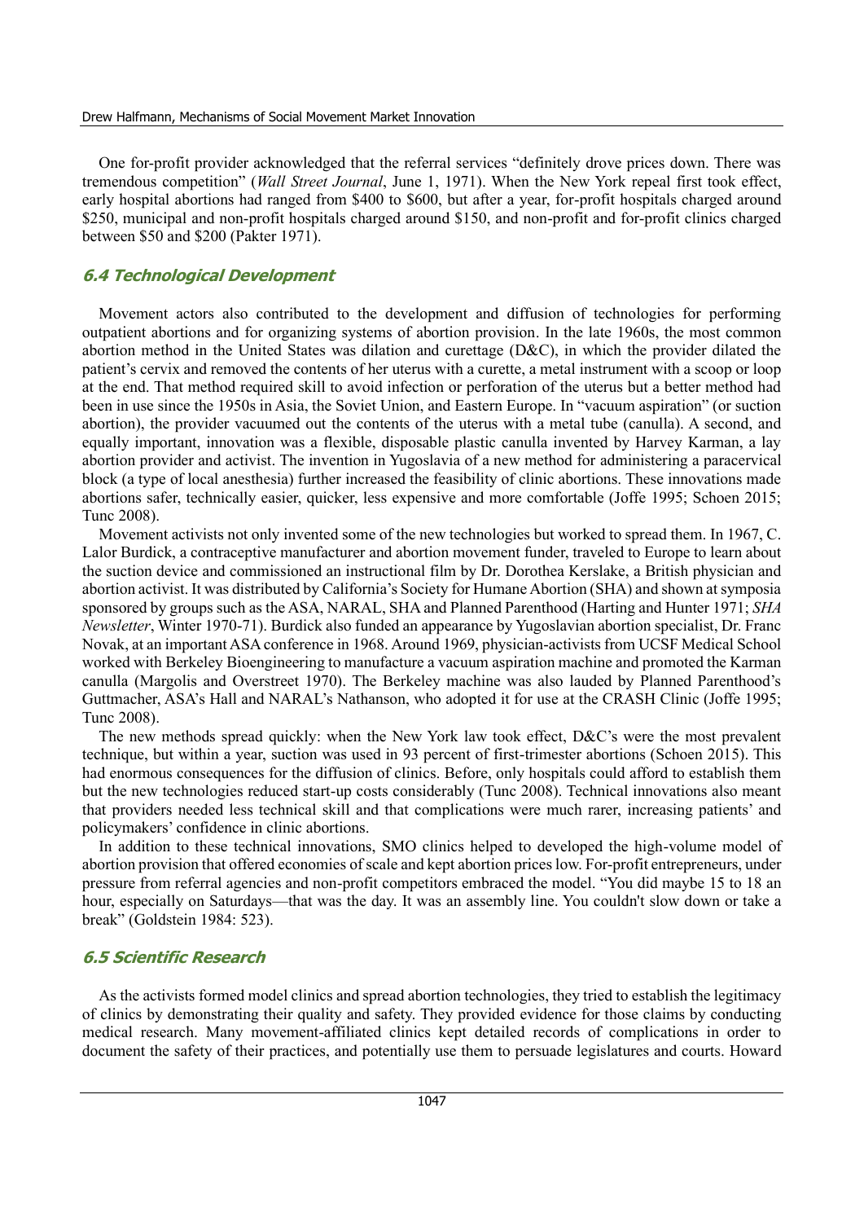One for-profit provider acknowledged that the referral services "definitely drove prices down. There was tremendous competition" (*Wall Street Journal*, June 1, 1971). When the New York repeal first took effect, early hospital abortions had ranged from $400 to $600, but after a year, for-profit hospitals charged around $250, municipal and non-profit hospitals charged around $150, and non-profit and for-profit clinics charged between $50 and $200 (Pakter 1971).

### 6.4 Technological Development

Movement actors also contributed to the development and diffusion of technologies for performing outpatient abortions and for organizing systems of abortion provision. In the late 1960s, the most common abortion method in the United States was dilation and curettage (D&C), in which the provider dilated the patient's cervix and removed the contents of her uterus with a curette, a metal instrument with a scoop or loop at the end. That method required skill to avoid infection or perforation of the uterus but a better method had been in use since the 1950s in Asia, the Soviet Union, and Eastern Europe. In "vacuum aspiration" (or suction abortion), the provider vacuumed out the contents of the uterus with a metal tube (canulla). A second, and equally important, innovation was a flexible, disposable plastic canulla invented by Harvey Karman, a lay abortion provider and activist. The invention in Yugoslavia of a new method for administering a paracervical block (a type of local anesthesia) further increased the feasibility of clinic abortions. These innovations made abortions safer, technically easier, quicker, less expensive and more comfortable (Joffe 1995; Schoen 2015; Tunc 2008).

Movement activists not only invented some of the new technologies but worked to spread them. In 1967, C. Lalor Burdick, a contraceptive manufacturer and abortion movement funder, traveled to Europe to learn about the suction device and commissioned an instructional film by Dr. Dorothea Kerslake, a British physician and abortion activist. It was distributed by California's Society for Humane Abortion (SHA) and shown at symposia sponsored by groups such as the ASA, NARAL, SHA and Planned Parenthood (Harting and Hunter 1971; *SHA Newsletter*, Winter 1970-71). Burdick also funded an appearance by Yugoslavian abortion specialist, Dr. Franc Novak, at an important ASA conference in 1968. Around 1969, physician-activists from UCSF Medical School worked with Berkeley Bioengineering to manufacture a vacuum aspiration machine and promoted the Karman canulla (Margolis and Overstreet 1970). The Berkeley machine was also lauded by Planned Parenthood's Guttmacher, ASA's Hall and NARAL's Nathanson, who adopted it for use at the CRASH Clinic (Joffe 1995; Tunc 2008).

The new methods spread quickly: when the New York law took effect, D&C's were the most prevalent technique, but within a year, suction was used in 93 percent of first-trimester abortions (Schoen 2015). This had enormous consequences for the diffusion of clinics. Before, only hospitals could afford to establish them but the new technologies reduced start-up costs considerably (Tunc 2008). Technical innovations also meant that providers needed less technical skill and that complications were much rarer, increasing patients' and policymakers' confidence in clinic abortions.

In addition to these technical innovations, SMO clinics helped to developed the high-volume model of abortion provision that offered economies of scale and kept abortion prices low. For-profit entrepreneurs, under pressure from referral agencies and non-profit competitors embraced the model. "You did maybe 15 to 18 an hour, especially on Saturdays—that was the day. It was an assembly line. You couldn't slow down or take a break" (Goldstein 1984: 523).

### 6.5 Scientific Research

As the activists formed model clinics and spread abortion technologies, they tried to establish the legitimacy of clinics by demonstrating their quality and safety. They provided evidence for those claims by conducting medical research. Many movement-affiliated clinics kept detailed records of complications in order to document the safety of their practices, and potentially use them to persuade legislatures and courts. Howard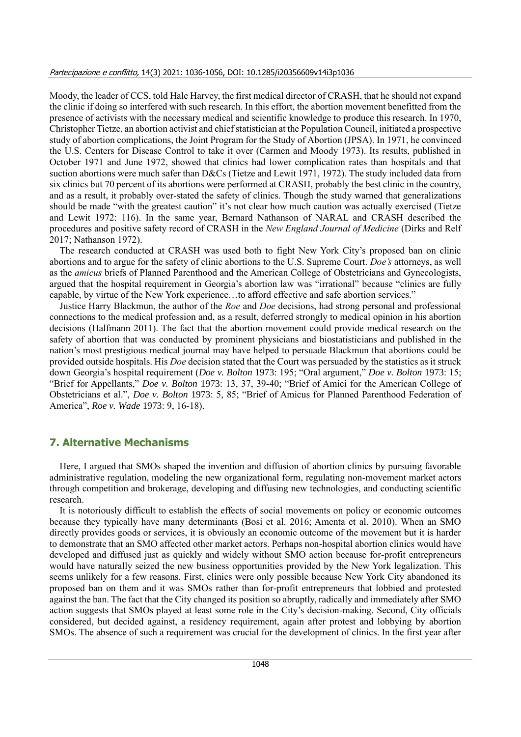Moody, the leader of CCS, told Hale Harvey, the first medical director of CRASH, that he should not expand the clinic if doing so interfered with such research. In this effort, the abortion movement benefitted from the presence of activists with the necessary medical and scientific knowledge to produce this research. In 1970, Christopher Tietze, an abortion activist and chief statistician at the Population Council, initiated a prospective study of abortion complications, the Joint Program for the Study of Abortion (JPSA). In 1971, he convinced the U.S. Centers for Disease Control to take it over (Carmen and Moody 1973). Its results, published in October 1971 and June 1972, showed that clinics had lower complication rates than hospitals and that suction abortions were much safer than D&Cs (Tietze and Lewit 1971, 1972). The study included data from six clinics but 70 percent of its abortions were performed at CRASH, probably the best clinic in the country, and as a result, it probably over-stated the safety of clinics. Though the study warned that generalizations should be made "with the greatest caution" it's not clear how much caution was actually exercised (Tietze and Lewit 1972: 116). In the same year, Bernard Nathanson of NARAL and CRASH described the procedures and positive safety record of CRASH in the *New England Journal of Medicine* (Dirks and Relf 2017; Nathanson 1972).

The research conducted at CRASH was used both to fight New York City's proposed ban on clinic abortions and to argue for the safety of clinic abortions to the U.S. Supreme Court. *Doe's* attorneys, as well as the *amicus* briefs of Planned Parenthood and the American College of Obstetricians and Gynecologists, argued that the hospital requirement in Georgia's abortion law was "irrational" because "clinics are fully capable, by virtue of the New York experience…to afford effective and safe abortion services."

Justice Harry Blackmun, the author of the *Roe* and *Doe* decisions, had strong personal and professional connections to the medical profession and, as a result, deferred strongly to medical opinion in his abortion decisions (Halfmann 2011). The fact that the abortion movement could provide medical research on the safety of abortion that was conducted by prominent physicians and biostatisticians and published in the nation's most prestigious medical journal may have helped to persuade Blackmun that abortions could be provided outside hospitals. His *Doe* decision stated that the Court was persuaded by the statistics as it struck down Georgia's hospital requirement (*Doe v. Bolton* 1973: 195; "Oral argument," *Doe v. Bolton* 1973: 15; "Brief for Appellants," *Doe v. Bolton* 1973: 13, 37, 39-40; "Brief of Amici for the American College of Obstetricians et al.", *Doe v. Bolton* 1973: 5, 85; "Brief of Amicus for Planned Parenthood Federation of America", *Roe v. Wade* 1973: 9, 16-18).

## 7. Alternative Mechanisms

Here, I argued that SMOs shaped the invention and diffusion of abortion clinics by pursuing favorable administrative regulation, modeling the new organizational form, regulating non-movement market actors through competition and brokerage, developing and diffusing new technologies, and conducting scientific research.

It is notoriously difficult to establish the effects of social movements on policy or economic outcomes because they typically have many determinants (Bosi et al. 2016; Amenta et al. 2010). When an SMO directly provides goods or services, it is obviously an economic outcome of the movement but it is harder to demonstrate that an SMO affected other market actors. Perhaps non-hospital abortion clinics would have developed and diffused just as quickly and widely without SMO action because for-profit entrepreneurs would have naturally seized the new business opportunities provided by the New York legalization. This seems unlikely for a few reasons. First, clinics were only possible because New York City abandoned its proposed ban on them and it was SMOs rather than for-profit entrepreneurs that lobbied and protested against the ban. The fact that the City changed its position so abruptly, radically and immediately after SMO action suggests that SMOs played at least some role in the City's decision-making. Second, City officials considered, but decided against, a residency requirement, again after protest and lobbying by abortion SMOs. The absence of such a requirement was crucial for the development of clinics. In the first year after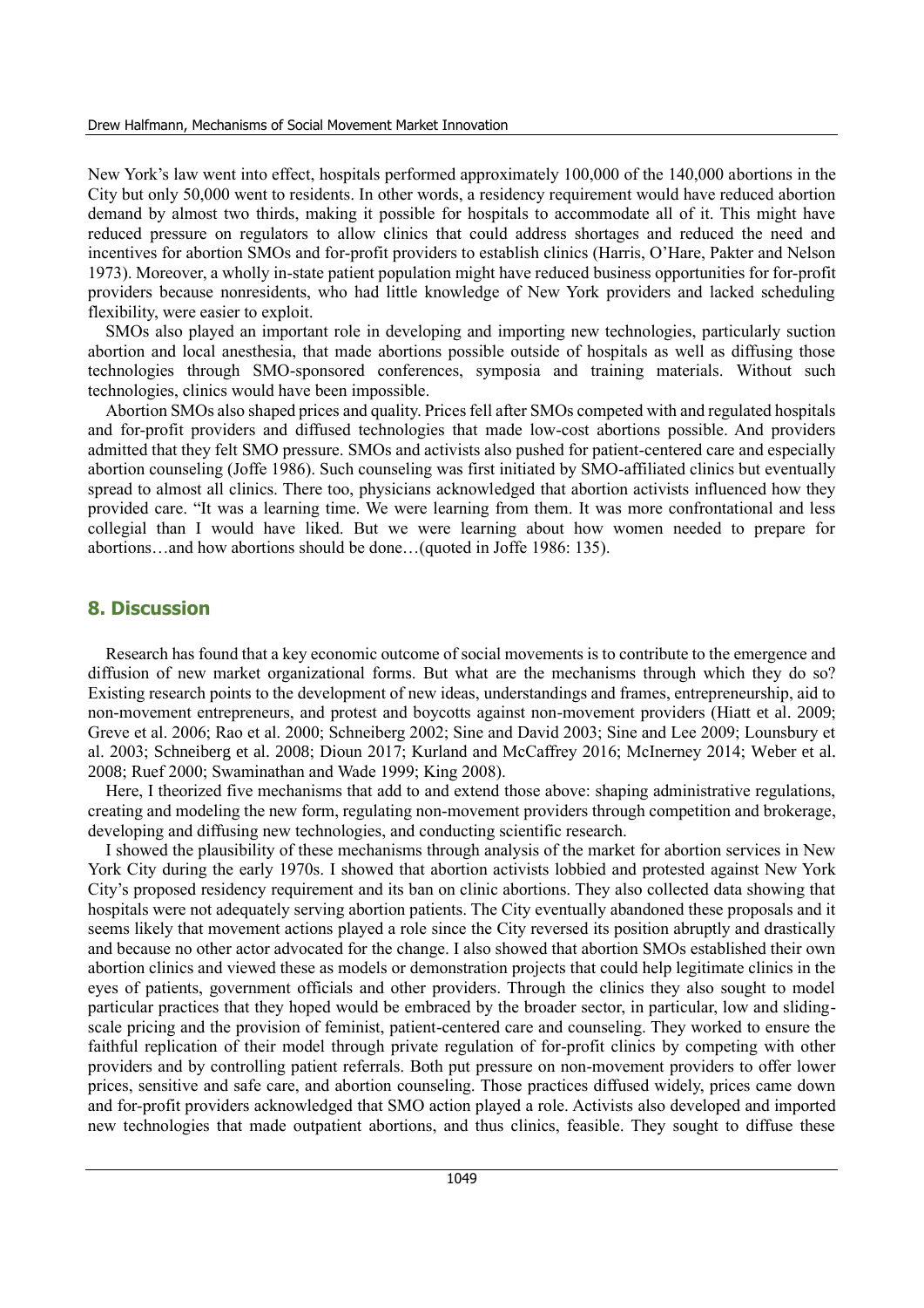New York's law went into effect, hospitals performed approximately 100,000 of the 140,000 abortions in the City but only 50,000 went to residents. In other words, a residency requirement would have reduced abortion demand by almost two thirds, making it possible for hospitals to accommodate all of it. This might have reduced pressure on regulators to allow clinics that could address shortages and reduced the need and incentives for abortion SMOs and for-profit providers to establish clinics (Harris, O'Hare, Pakter and Nelson 1973). Moreover, a wholly in-state patient population might have reduced business opportunities for for-profit providers because nonresidents, who had little knowledge of New York providers and lacked scheduling flexibility, were easier to exploit.

SMOs also played an important role in developing and importing new technologies, particularly suction abortion and local anesthesia, that made abortions possible outside of hospitals as well as diffusing those technologies through SMO-sponsored conferences, symposia and training materials. Without such technologies, clinics would have been impossible.

Abortion SMOs also shaped prices and quality. Prices fell after SMOs competed with and regulated hospitals and for-profit providers and diffused technologies that made low-cost abortions possible. And providers admitted that they felt SMO pressure. SMOs and activists also pushed for patient-centered care and especially abortion counseling (Joffe 1986). Such counseling was first initiated by SMO-affiliated clinics but eventually spread to almost all clinics. There too, physicians acknowledged that abortion activists influenced how they provided care. "It was a learning time. We were learning from them. It was more confrontational and less collegial than I would have liked. But we were learning about how women needed to prepare for abortions…and how abortions should be done…(quoted in Joffe 1986: 135).

## 8. Discussion

Research has found that a key economic outcome of social movements is to contribute to the emergence and diffusion of new market organizational forms. But what are the mechanisms through which they do so? Existing research points to the development of new ideas, understandings and frames, entrepreneurship, aid to non-movement entrepreneurs, and protest and boycotts against non-movement providers (Hiatt et al. 2009; Greve et al. 2006; Rao et al. 2000; Schneiberg 2002; Sine and David 2003; Sine and Lee 2009; Lounsbury et al. 2003; Schneiberg et al. 2008; Dioun 2017; Kurland and McCaffrey 2016; McInerney 2014; Weber et al. 2008; Ruef 2000; Swaminathan and Wade 1999; King 2008).

Here, I theorized five mechanisms that add to and extend those above: shaping administrative regulations, creating and modeling the new form, regulating non-movement providers through competition and brokerage, developing and diffusing new technologies, and conducting scientific research.

I showed the plausibility of these mechanisms through analysis of the market for abortion services in New York City during the early 1970s. I showed that abortion activists lobbied and protested against New York City's proposed residency requirement and its ban on clinic abortions. They also collected data showing that hospitals were not adequately serving abortion patients. The City eventually abandoned these proposals and it seems likely that movement actions played a role since the City reversed its position abruptly and drastically and because no other actor advocated for the change. I also showed that abortion SMOs established their own abortion clinics and viewed these as models or demonstration projects that could help legitimate clinics in the eyes of patients, government officials and other providers. Through the clinics they also sought to model particular practices that they hoped would be embraced by the broader sector, in particular, low and sliding-scale pricing and the provision of feminist, patient-centered care and counseling. They worked to ensure the faithful replication of their model through private regulation of for-profit clinics by competing with other providers and by controlling patient referrals. Both put pressure on non-movement providers to offer lower prices, sensitive and safe care, and abortion counseling. Those practices diffused widely, prices came down and for-profit providers acknowledged that SMO action played a role. Activists also developed and imported new technologies that made outpatient abortions, and thus clinics, feasible. They sought to diffuse these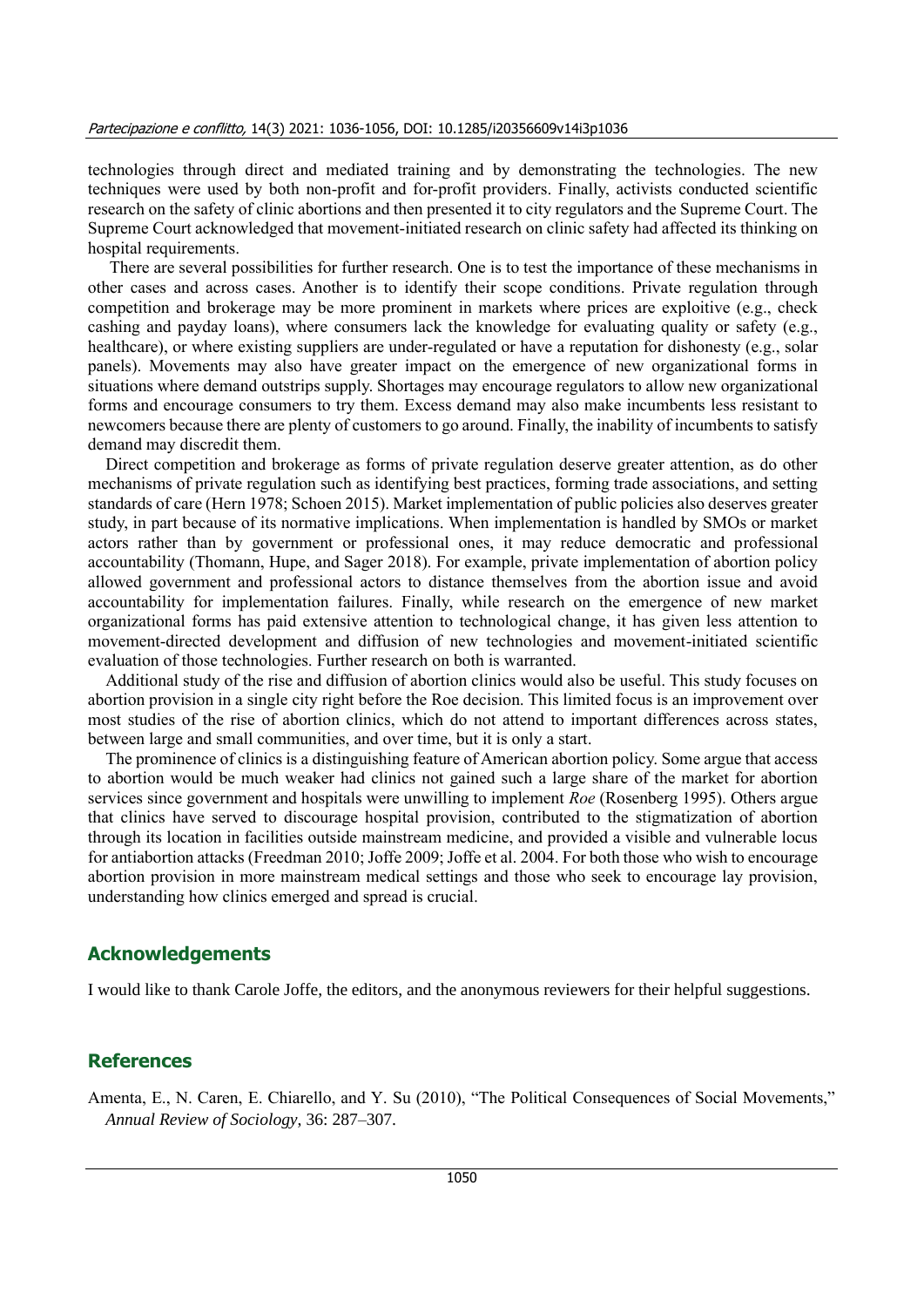technologies through direct and mediated training and by demonstrating the technologies. The new techniques were used by both non-profit and for-profit providers. Finally, activists conducted scientific research on the safety of clinic abortions and then presented it to city regulators and the Supreme Court. The Supreme Court acknowledged that movement-initiated research on clinic safety had affected its thinking on hospital requirements.

There are several possibilities for further research. One is to test the importance of these mechanisms in other cases and across cases. Another is to identify their scope conditions. Private regulation through competition and brokerage may be more prominent in markets where prices are exploitive (e.g., check cashing and payday loans), where consumers lack the knowledge for evaluating quality or safety (e.g., healthcare), or where existing suppliers are under-regulated or have a reputation for dishonesty (e.g., solar panels). Movements may also have greater impact on the emergence of new organizational forms in situations where demand outstrips supply. Shortages may encourage regulators to allow new organizational forms and encourage consumers to try them. Excess demand may also make incumbents less resistant to newcomers because there are plenty of customers to go around. Finally, the inability of incumbents to satisfy demand may discredit them.

Direct competition and brokerage as forms of private regulation deserve greater attention, as do other mechanisms of private regulation such as identifying best practices, forming trade associations, and setting standards of care (Hern 1978; Schoen 2015). Market implementation of public policies also deserves greater study, in part because of its normative implications. When implementation is handled by SMOs or market actors rather than by government or professional ones, it may reduce democratic and professional accountability (Thomann, Hupe, and Sager 2018). For example, private implementation of abortion policy allowed government and professional actors to distance themselves from the abortion issue and avoid accountability for implementation failures. Finally, while research on the emergence of new market organizational forms has paid extensive attention to technological change, it has given less attention to movement-directed development and diffusion of new technologies and movement-initiated scientific evaluation of those technologies. Further research on both is warranted.

Additional study of the rise and diffusion of abortion clinics would also be useful. This study focuses on abortion provision in a single city right before the Roe decision. This limited focus is an improvement over most studies of the rise of abortion clinics, which do not attend to important differences across states, between large and small communities, and over time, but it is only a start.

The prominence of clinics is a distinguishing feature of American abortion policy. Some argue that access to abortion would be much weaker had clinics not gained such a large share of the market for abortion services since government and hospitals were unwilling to implement *Roe* (Rosenberg 1995). Others argue that clinics have served to discourage hospital provision, contributed to the stigmatization of abortion through its location in facilities outside mainstream medicine, and provided a visible and vulnerable locus for antiabortion attacks (Freedman 2010; Joffe 2009; Joffe et al. 2004. For both those who wish to encourage abortion provision in more mainstream medical settings and those who seek to encourage lay provision, understanding how clinics emerged and spread is crucial.

## Acknowledgements

I would like to thank Carole Joffe, the editors, and the anonymous reviewers for their helpful suggestions.

## References

Amenta, E., N. Caren, E. Chiarello, and Y. Su (2010), "The Political Consequences of Social Movements," *Annual Review of Sociology*, 36: 287–307.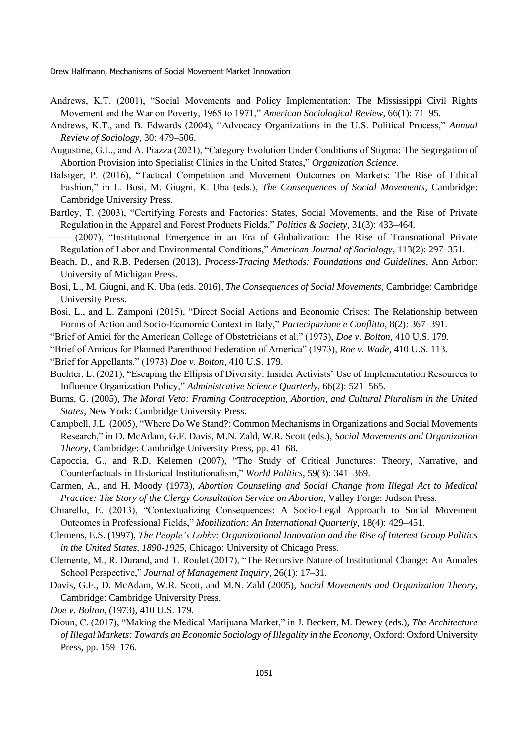Andrews, K.T. (2001), "Social Movements and Policy Implementation: The Mississippi Civil Rights Movement and the War on Poverty, 1965 to 1971," *American Sociological Review*, 66(1): 71–95.

Andrews, K.T., and B. Edwards (2004), "Advocacy Organizations in the U.S. Political Process," *Annual Review of Sociology*, 30: 479–506.

Augustine, G.L., and A. Piazza (2021), "Category Evolution Under Conditions of Stigma: The Segregation of Abortion Provision into Specialist Clinics in the United States," *Organization Science*.

Balsiger, P. (2016), "Tactical Competition and Movement Outcomes on Markets: The Rise of Ethical Fashion," in L. Bosi, M. Giugni, K. Uba (eds.), *The Consequences of Social Movements*, Cambridge: Cambridge University Press.

Bartley, T. (2003), "Certifying Forests and Factories: States, Social Movements, and the Rise of Private Regulation in the Apparel and Forest Products Fields," *Politics & Society*, 31(3): 433–464.

—— (2007), "Institutional Emergence in an Era of Globalization: The Rise of Transnational Private Regulation of Labor and Environmental Conditions," *American Journal of Sociology*, 113(2): 297–351.

Beach, D., and R.B. Pedersen (2013), *Process-Tracing Methods: Foundations and Guidelines*, Ann Arbor: University of Michigan Press.

Bosi, L., M. Giugni, and K. Uba (eds. 2016), *The Consequences of Social Movements*, Cambridge: Cambridge University Press.

Bosi, L., and L. Zamponi (2015), "Direct Social Actions and Economic Crises: The Relationship between Forms of Action and Socio-Economic Context in Italy," *Partecipazione e Conflitto*, 8(2): 367–391.

"Brief of Amici for the American College of Obstetricians et al." (1973), *Doe v. Bolton*, 410 U.S. 179.

"Brief of Amicus for Planned Parenthood Federation of America" (1973), *Roe v. Wade*, 410 U.S. 113.

"Brief for Appellants," (1973) *Doe v. Bolton*, 410 U.S. 179.

Buchter, L. (2021), "Escaping the Ellipsis of Diversity: Insider Activists' Use of Implementation Resources to Influence Organization Policy," *Administrative Science Quarterly*, 66(2): 521–565.

Burns, G. (2005), *The Moral Veto: Framing Contraception, Abortion, and Cultural Pluralism in the United States*, New York: Cambridge University Press.

Campbell, J.L. (2005), "Where Do We Stand?: Common Mechanisms in Organizations and Social Movements Research," in D. McAdam, G.F. Davis, M.N. Zald, W.R. Scott (eds.), *Social Movements and Organization Theory*, Cambridge: Cambridge University Press, pp. 41–68.

Capoccia, G., and R.D. Kelemen (2007), "The Study of Critical Junctures: Theory, Narrative, and Counterfactuals in Historical Institutionalism," *World Politics*, 59(3): 341–369.

Carmen, A., and H. Moody (1973), *Abortion Counseling and Social Change from Illegal Act to Medical Practice: The Story of the Clergy Consultation Service on Abortion*, Valley Forge: Judson Press.

Chiarello, E. (2013), "Contextualizing Consequences: A Socio-Legal Approach to Social Movement Outcomes in Professional Fields," *Mobilization: An International Quarterly*, 18(4): 429–451.

Clemens, E.S. (1997), *The People's Lobby: Organizational Innovation and the Rise of Interest Group Politics in the United States, 1890-1925*, Chicago: University of Chicago Press.

Clemente, M., R. Durand, and T. Roulet (2017), "The Recursive Nature of Institutional Change: An Annales School Perspective," *Journal of Management Inquiry*, 26(1): 17–31.

Davis, G.F., D. McAdam, W.R. Scott, and M.N. Zald (2005), *Social Movements and Organization Theory*, Cambridge: Cambridge University Press.

*Doe v. Bolton*, (1973), 410 U.S. 179.

Dioun, C. (2017), "Making the Medical Marijuana Market," in J. Beckert, M. Dewey (eds.), *The Architecture of Illegal Markets: Towards an Economic Sociology of Illegality in the Economy*, Oxford: Oxford University Press, pp. 159–176.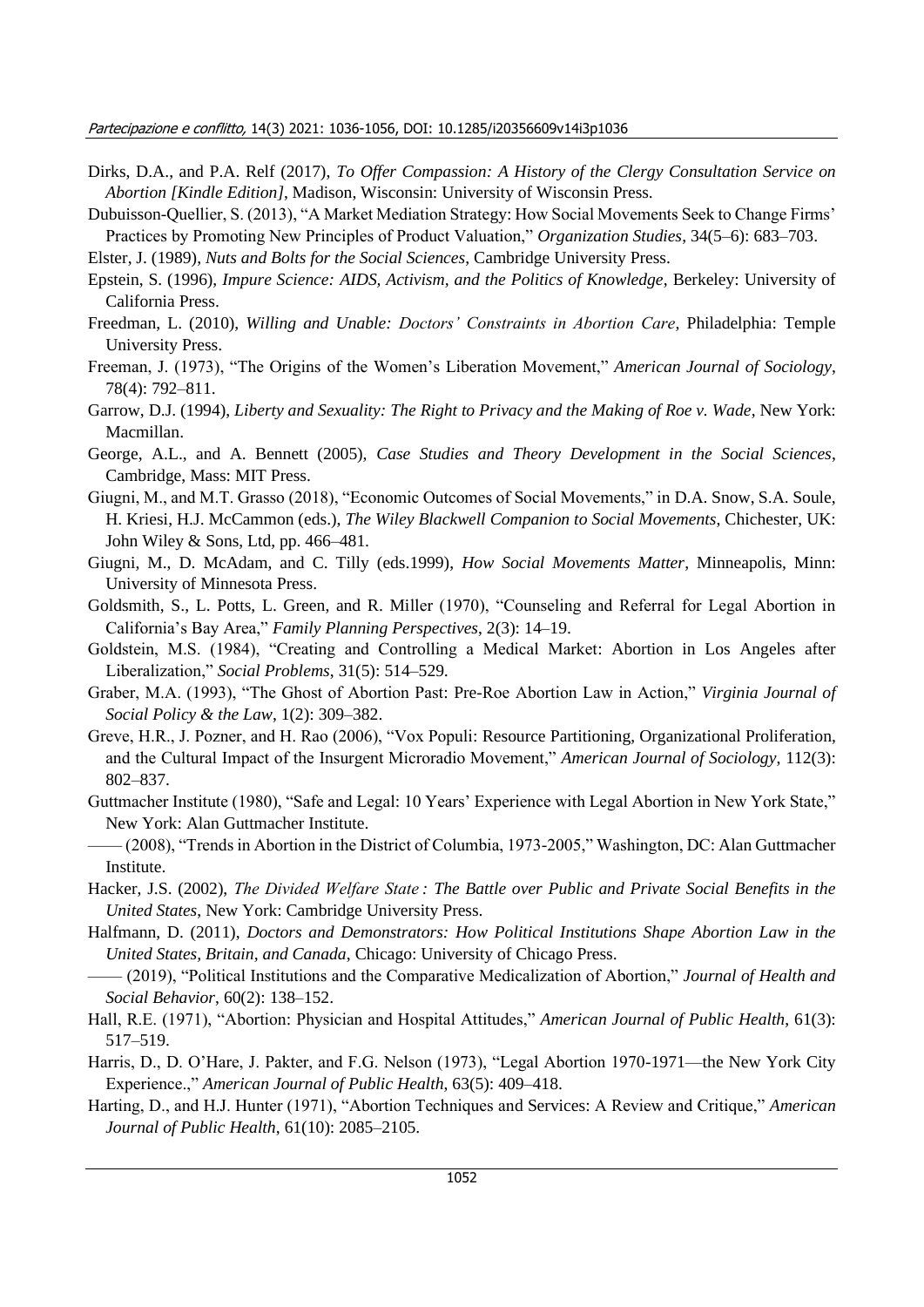Dirks, D.A., and P.A. Relf (2017), *To Offer Compassion: A History of the Clergy Consultation Service on Abortion [Kindle Edition]*, Madison, Wisconsin: University of Wisconsin Press.

Dubuisson-Quellier, S. (2013), "A Market Mediation Strategy: How Social Movements Seek to Change Firms' Practices by Promoting New Principles of Product Valuation," *Organization Studies*, 34(5–6): 683–703.

Elster, J. (1989), *Nuts and Bolts for the Social Sciences*, Cambridge University Press.

Epstein, S. (1996), *Impure Science: AIDS, Activism, and the Politics of Knowledge*, Berkeley: University of California Press.

Freedman, L. (2010), *Willing and Unable: Doctors' Constraints in Abortion Care*, Philadelphia: Temple University Press.

Freeman, J. (1973), "The Origins of the Women's Liberation Movement," *American Journal of Sociology*, 78(4): 792–811.

Garrow, D.J. (1994), *Liberty and Sexuality: The Right to Privacy and the Making of Roe v. Wade*, New York: Macmillan.

George, A.L., and A. Bennett (2005), *Case Studies and Theory Development in the Social Sciences*, Cambridge, Mass: MIT Press.

Giugni, M., and M.T. Grasso (2018), "Economic Outcomes of Social Movements," in D.A. Snow, S.A. Soule, H. Kriesi, H.J. McCammon (eds.), *The Wiley Blackwell Companion to Social Movements*, Chichester, UK: John Wiley & Sons, Ltd, pp. 466–481.

Giugni, M., D. McAdam, and C. Tilly (eds.1999), *How Social Movements Matter*, Minneapolis, Minn: University of Minnesota Press.

Goldsmith, S., L. Potts, L. Green, and R. Miller (1970), "Counseling and Referral for Legal Abortion in California's Bay Area," *Family Planning Perspectives*, 2(3): 14–19.

Goldstein, M.S. (1984), "Creating and Controlling a Medical Market: Abortion in Los Angeles after Liberalization," *Social Problems*, 31(5): 514–529.

Graber, M.A. (1993), "The Ghost of Abortion Past: Pre-Roe Abortion Law in Action," *Virginia Journal of Social Policy & the Law*, 1(2): 309–382.

Greve, H.R., J. Pozner, and H. Rao (2006), "Vox Populi: Resource Partitioning, Organizational Proliferation, and the Cultural Impact of the Insurgent Microradio Movement," *American Journal of Sociology*, 112(3): 802–837.

Guttmacher Institute (1980), "Safe and Legal: 10 Years' Experience with Legal Abortion in New York State," New York: Alan Guttmacher Institute.

—— (2008), "Trends in Abortion in the District of Columbia, 1973-2005," Washington, DC: Alan Guttmacher Institute.

Hacker, J.S. (2002), *The Divided Welfare State : The Battle over Public and Private Social Benefits in the United States*, New York: Cambridge University Press.

Halfmann, D. (2011), *Doctors and Demonstrators: How Political Institutions Shape Abortion Law in the United States, Britain, and Canada*, Chicago: University of Chicago Press.

—— (2019), "Political Institutions and the Comparative Medicalization of Abortion," *Journal of Health and Social Behavior*, 60(2): 138–152.

Hall, R.E. (1971), "Abortion: Physician and Hospital Attitudes," *American Journal of Public Health*, 61(3): 517–519.

Harris, D., D. O'Hare, J. Pakter, and F.G. Nelson (1973), "Legal Abortion 1970-1971—the New York City Experience.," *American Journal of Public Health*, 63(5): 409–418.

Harting, D., and H.J. Hunter (1971), "Abortion Techniques and Services: A Review and Critique," *American Journal of Public Health*, 61(10): 2085–2105.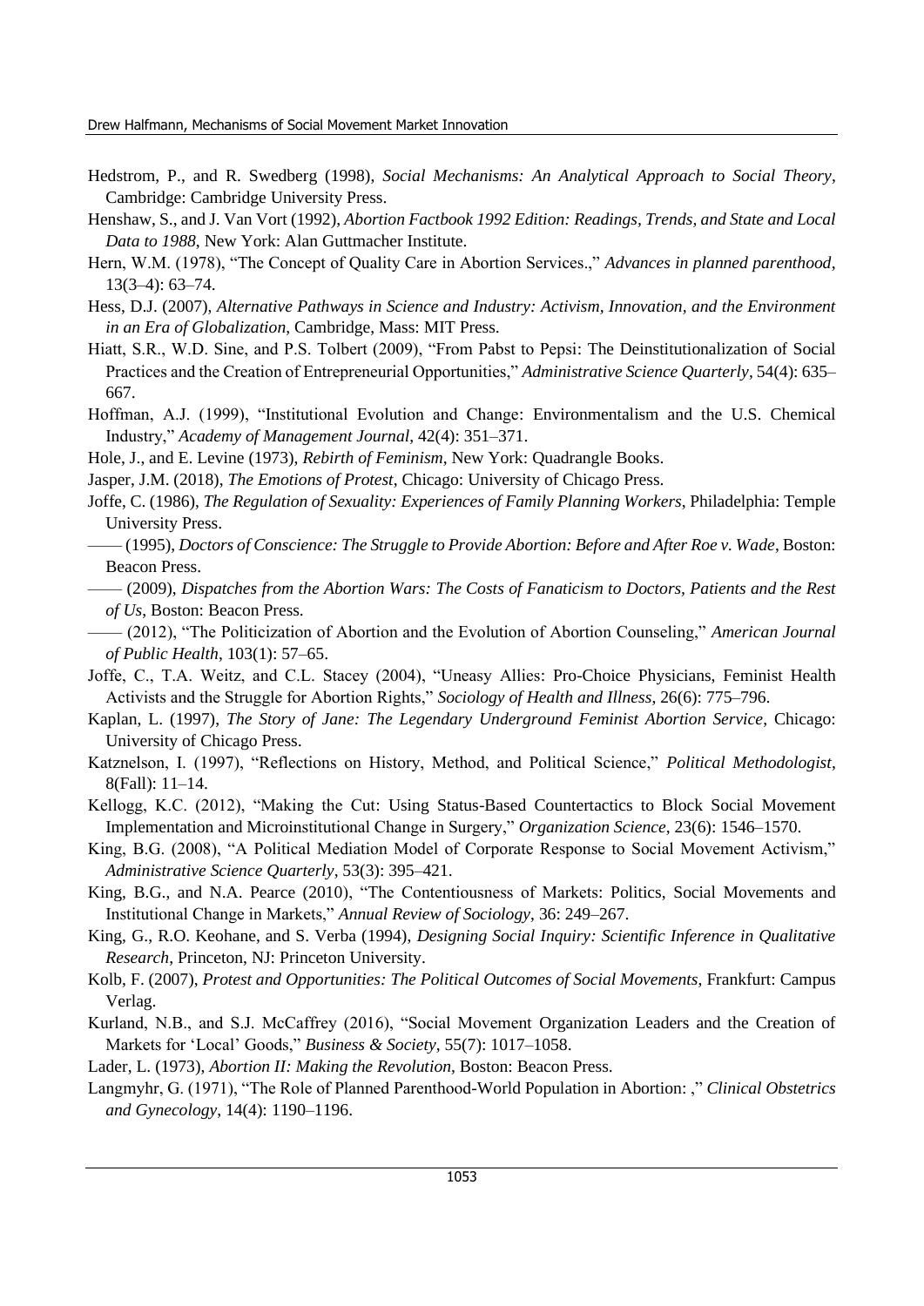Hedstrom, P., and R. Swedberg (1998), *Social Mechanisms: An Analytical Approach to Social Theory*, Cambridge: Cambridge University Press.

Henshaw, S., and J. Van Vort (1992), *Abortion Factbook 1992 Edition: Readings, Trends, and State and Local Data to 1988*, New York: Alan Guttmacher Institute.

Hern, W.M. (1978), "The Concept of Quality Care in Abortion Services.," *Advances in planned parenthood*, 13(3–4): 63–74.

Hess, D.J. (2007), *Alternative Pathways in Science and Industry: Activism, Innovation, and the Environment in an Era of Globalization*, Cambridge, Mass: MIT Press.

Hiatt, S.R., W.D. Sine, and P.S. Tolbert (2009), "From Pabst to Pepsi: The Deinstitutionalization of Social Practices and the Creation of Entrepreneurial Opportunities," *Administrative Science Quarterly*, 54(4): 635–667.

Hoffman, A.J. (1999), "Institutional Evolution and Change: Environmentalism and the U.S. Chemical Industry," *Academy of Management Journal*, 42(4): 351–371.

Hole, J., and E. Levine (1973), *Rebirth of Feminism*, New York: Quadrangle Books.

Jasper, J.M. (2018), *The Emotions of Protest*, Chicago: University of Chicago Press.

Joffe, C. (1986), *The Regulation of Sexuality: Experiences of Family Planning Workers*, Philadelphia: Temple University Press.

—— (1995), *Doctors of Conscience: The Struggle to Provide Abortion: Before and After Roe v. Wade*, Boston: Beacon Press.

—— (2009), *Dispatches from the Abortion Wars: The Costs of Fanaticism to Doctors, Patients and the Rest of Us*, Boston: Beacon Press.

—— (2012), "The Politicization of Abortion and the Evolution of Abortion Counseling," *American Journal of Public Health*, 103(1): 57–65.

Joffe, C., T.A. Weitz, and C.L. Stacey (2004), "Uneasy Allies: Pro-Choice Physicians, Feminist Health Activists and the Struggle for Abortion Rights," *Sociology of Health and Illness*, 26(6): 775–796.

Kaplan, L. (1997), *The Story of Jane: The Legendary Underground Feminist Abortion Service*, Chicago: University of Chicago Press.

Katznelson, I. (1997), "Reflections on History, Method, and Political Science," *Political Methodologist*, 8(Fall): 11–14.

Kellogg, K.C. (2012), "Making the Cut: Using Status-Based Countertactics to Block Social Movement Implementation and Microinstitutional Change in Surgery," *Organization Science*, 23(6): 1546–1570.

King, B.G. (2008), "A Political Mediation Model of Corporate Response to Social Movement Activism," *Administrative Science Quarterly*, 53(3): 395–421.

King, B.G., and N.A. Pearce (2010), "The Contentiousness of Markets: Politics, Social Movements and Institutional Change in Markets," *Annual Review of Sociology*, 36: 249–267.

King, G., R.O. Keohane, and S. Verba (1994), *Designing Social Inquiry: Scientific Inference in Qualitative Research*, Princeton, NJ: Princeton University.

Kolb, F. (2007), *Protest and Opportunities: The Political Outcomes of Social Movements*, Frankfurt: Campus Verlag.

Kurland, N.B., and S.J. McCaffrey (2016), "Social Movement Organization Leaders and the Creation of Markets for 'Local' Goods," *Business & Society*, 55(7): 1017–1058.

Lader, L. (1973), *Abortion II: Making the Revolution*, Boston: Beacon Press.

Langmyhr, G. (1971), "The Role of Planned Parenthood-World Population in Abortion: ," *Clinical Obstetrics and Gynecology*, 14(4): 1190–1196.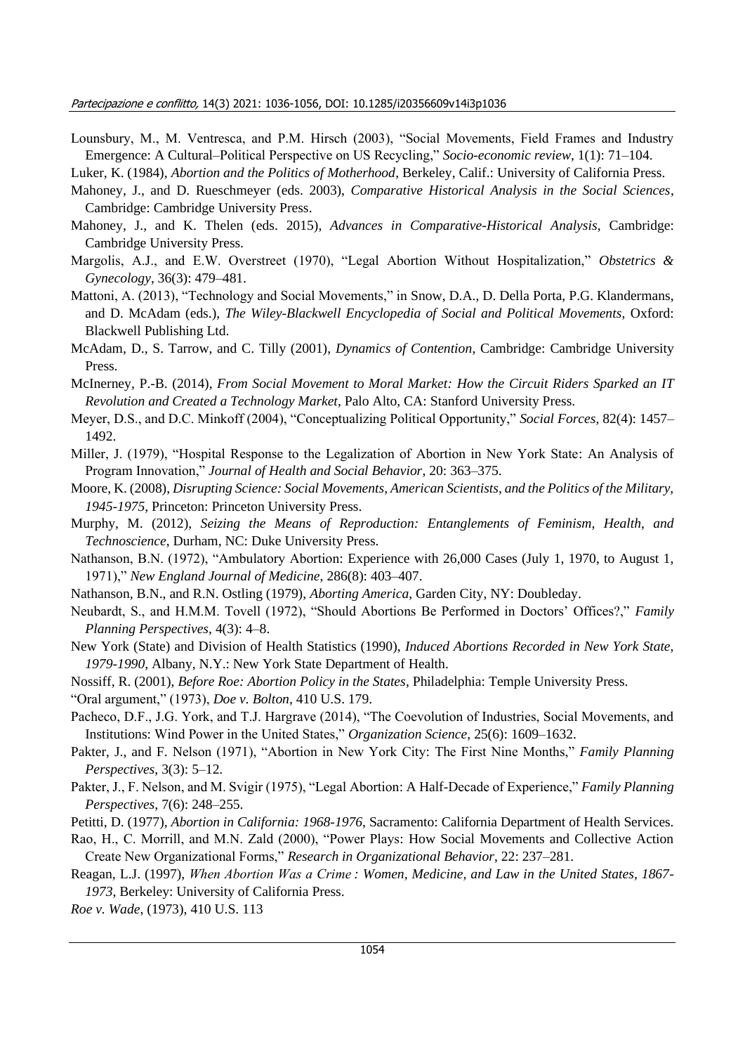Lounsbury, M., M. Ventresca, and P.M. Hirsch (2003), "Social Movements, Field Frames and Industry Emergence: A Cultural–Political Perspective on US Recycling," *Socio-economic review*, 1(1): 71–104.

Luker, K. (1984), *Abortion and the Politics of Motherhood*, Berkeley, Calif.: University of California Press.

Mahoney, J., and D. Rueschmeyer (eds. 2003), *Comparative Historical Analysis in the Social Sciences*, Cambridge: Cambridge University Press.

Mahoney, J., and K. Thelen (eds. 2015), *Advances in Comparative-Historical Analysis*, Cambridge: Cambridge University Press.

Margolis, A.J., and E.W. Overstreet (1970), "Legal Abortion Without Hospitalization," *Obstetrics & Gynecology*, 36(3): 479–481.

Mattoni, A. (2013), "Technology and Social Movements," in Snow, D.A., D. Della Porta, P.G. Klandermans, and D. McAdam (eds.), *The Wiley-Blackwell Encyclopedia of Social and Political Movements*, Oxford: Blackwell Publishing Ltd.

McAdam, D., S. Tarrow, and C. Tilly (2001), *Dynamics of Contention*, Cambridge: Cambridge University Press.

McInerney, P.-B. (2014), *From Social Movement to Moral Market: How the Circuit Riders Sparked an IT Revolution and Created a Technology Market*, Palo Alto, CA: Stanford University Press.

Meyer, D.S., and D.C. Minkoff (2004), "Conceptualizing Political Opportunity," *Social Forces*, 82(4): 1457–1492.

Miller, J. (1979), "Hospital Response to the Legalization of Abortion in New York State: An Analysis of Program Innovation," *Journal of Health and Social Behavior*, 20: 363–375.

Moore, K. (2008), *Disrupting Science: Social Movements, American Scientists, and the Politics of the Military, 1945-1975*, Princeton: Princeton University Press.

Murphy, M. (2012), *Seizing the Means of Reproduction: Entanglements of Feminism, Health, and Technoscience*, Durham, NC: Duke University Press.

Nathanson, B.N. (1972), "Ambulatory Abortion: Experience with 26,000 Cases (July 1, 1970, to August 1, 1971)," *New England Journal of Medicine*, 286(8): 403–407.

Nathanson, B.N., and R.N. Ostling (1979), *Aborting America*, Garden City, NY: Doubleday.

Neubardt, S., and H.M.M. Tovell (1972), "Should Abortions Be Performed in Doctors' Offices?," *Family Planning Perspectives*, 4(3): 4–8.

New York (State) and Division of Health Statistics (1990), *Induced Abortions Recorded in New York State, 1979-1990*, Albany, N.Y.: New York State Department of Health.

Nossiff, R. (2001), *Before Roe: Abortion Policy in the States*, Philadelphia: Temple University Press.

"Oral argument," (1973), *Doe v. Bolton*, 410 U.S. 179.

Pacheco, D.F., J.G. York, and T.J. Hargrave (2014), "The Coevolution of Industries, Social Movements, and Institutions: Wind Power in the United States," *Organization Science*, 25(6): 1609–1632.

Pakter, J., and F. Nelson (1971), "Abortion in New York City: The First Nine Months," *Family Planning Perspectives*, 3(3): 5–12.

Pakter, J., F. Nelson, and M. Svigir (1975), "Legal Abortion: A Half-Decade of Experience," *Family Planning Perspectives*, 7(6): 248–255.

Petitti, D. (1977), *Abortion in California: 1968-1976*, Sacramento: California Department of Health Services.

Rao, H., C. Morrill, and M.N. Zald (2000), "Power Plays: How Social Movements and Collective Action Create New Organizational Forms," *Research in Organizational Behavior*, 22: 237–281.

Reagan, L.J. (1997), *When Abortion Was a Crime : Women, Medicine, and Law in the United States, 1867-1973*, Berkeley: University of California Press.

*Roe v. Wade*, (1973), 410 U.S. 113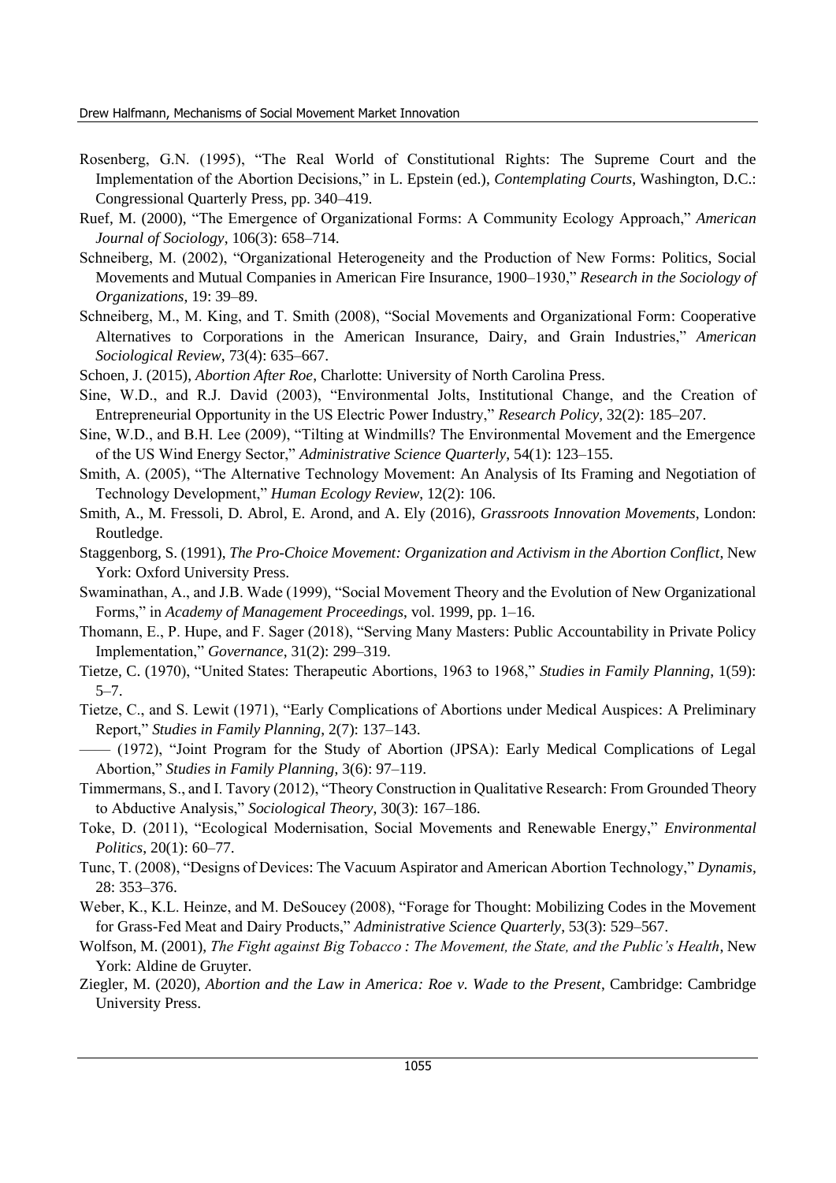Rosenberg, G.N. (1995), "The Real World of Constitutional Rights: The Supreme Court and the Implementation of the Abortion Decisions," in L. Epstein (ed.), *Contemplating Courts*, Washington, D.C.: Congressional Quarterly Press, pp. 340–419.

Ruef, M. (2000), "The Emergence of Organizational Forms: A Community Ecology Approach," *American Journal of Sociology*, 106(3): 658–714.

Schneiberg, M. (2002), "Organizational Heterogeneity and the Production of New Forms: Politics, Social Movements and Mutual Companies in American Fire Insurance, 1900–1930," *Research in the Sociology of Organizations*, 19: 39–89.

Schneiberg, M., M. King, and T. Smith (2008), "Social Movements and Organizational Form: Cooperative Alternatives to Corporations in the American Insurance, Dairy, and Grain Industries," *American Sociological Review*, 73(4): 635–667.

Schoen, J. (2015), *Abortion After Roe*, Charlotte: University of North Carolina Press.

Sine, W.D., and R.J. David (2003), "Environmental Jolts, Institutional Change, and the Creation of Entrepreneurial Opportunity in the US Electric Power Industry," *Research Policy*, 32(2): 185–207.

Sine, W.D., and B.H. Lee (2009), "Tilting at Windmills? The Environmental Movement and the Emergence of the US Wind Energy Sector," *Administrative Science Quarterly*, 54(1): 123–155.

Smith, A. (2005), "The Alternative Technology Movement: An Analysis of Its Framing and Negotiation of Technology Development," *Human Ecology Review*, 12(2): 106.

Smith, A., M. Fressoli, D. Abrol, E. Arond, and A. Ely (2016), *Grassroots Innovation Movements*, London: Routledge.

Staggenborg, S. (1991), *The Pro-Choice Movement: Organization and Activism in the Abortion Conflict*, New York: Oxford University Press.

Swaminathan, A., and J.B. Wade (1999), "Social Movement Theory and the Evolution of New Organizational Forms," in *Academy of Management Proceedings*, vol. 1999, pp. 1–16.

Thomann, E., P. Hupe, and F. Sager (2018), "Serving Many Masters: Public Accountability in Private Policy Implementation," *Governance*, 31(2): 299–319.

Tietze, C. (1970), "United States: Therapeutic Abortions, 1963 to 1968," *Studies in Family Planning*, 1(59): 5–7.

Tietze, C., and S. Lewit (1971), "Early Complications of Abortions under Medical Auspices: A Preliminary Report," *Studies in Family Planning*, 2(7): 137–143.

—— (1972), "Joint Program for the Study of Abortion (JPSA): Early Medical Complications of Legal Abortion," *Studies in Family Planning*, 3(6): 97–119.

Timmermans, S., and I. Tavory (2012), "Theory Construction in Qualitative Research: From Grounded Theory to Abductive Analysis," *Sociological Theory*, 30(3): 167–186.

Toke, D. (2011), "Ecological Modernisation, Social Movements and Renewable Energy," *Environmental Politics*, 20(1): 60–77.

Tunc, T. (2008), "Designs of Devices: The Vacuum Aspirator and American Abortion Technology," *Dynamis*, 28: 353–376.

Weber, K., K.L. Heinze, and M. DeSoucey (2008), "Forage for Thought: Mobilizing Codes in the Movement for Grass-Fed Meat and Dairy Products," *Administrative Science Quarterly*, 53(3): 529–567.

Wolfson, M. (2001), *The Fight against Big Tobacco : The Movement, the State, and the Public's Health*, New York: Aldine de Gruyter.

Ziegler, M. (2020), *Abortion and the Law in America: Roe v. Wade to the Present*, Cambridge: Cambridge University Press.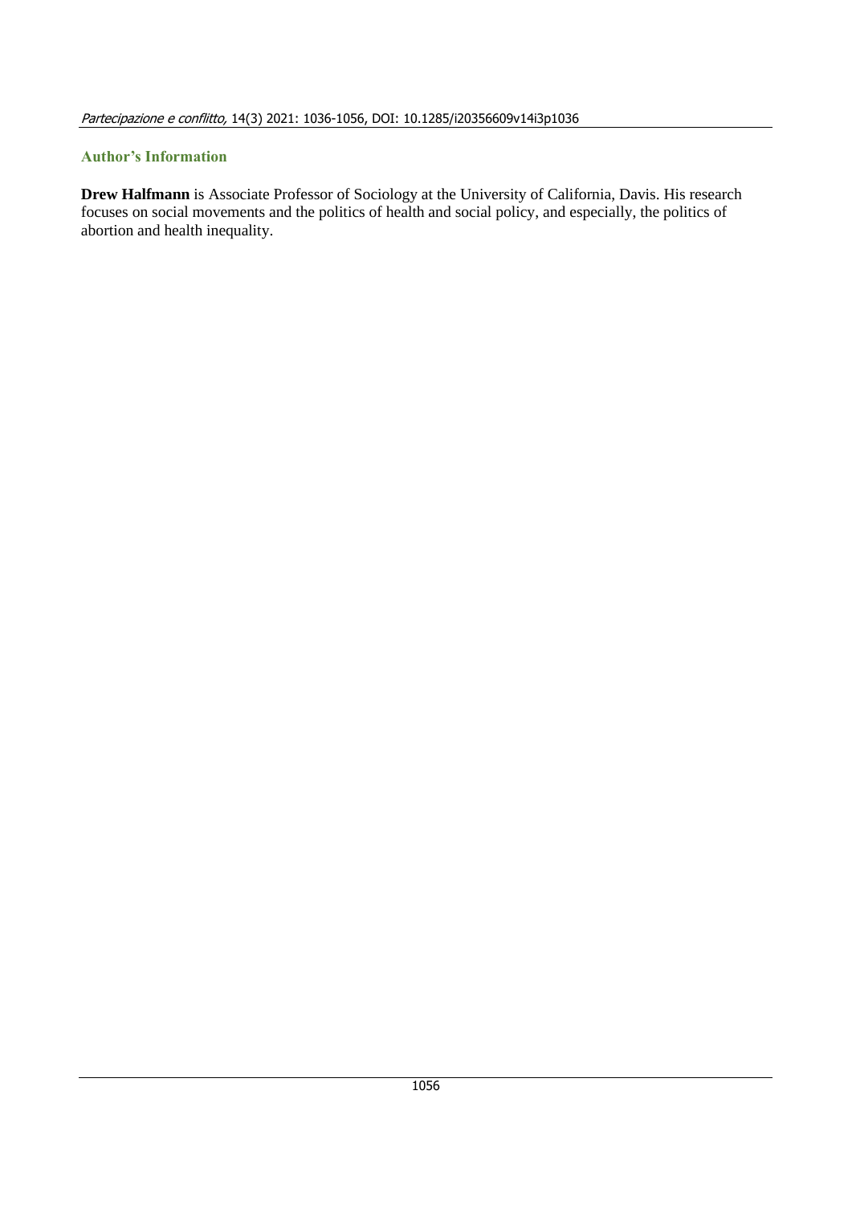## Author's Information

**Drew Halfmann** is Associate Professor of Sociology at the University of California, Davis. His research focuses on social movements and the politics of health and social policy, and especially, the politics of abortion and health inequality.